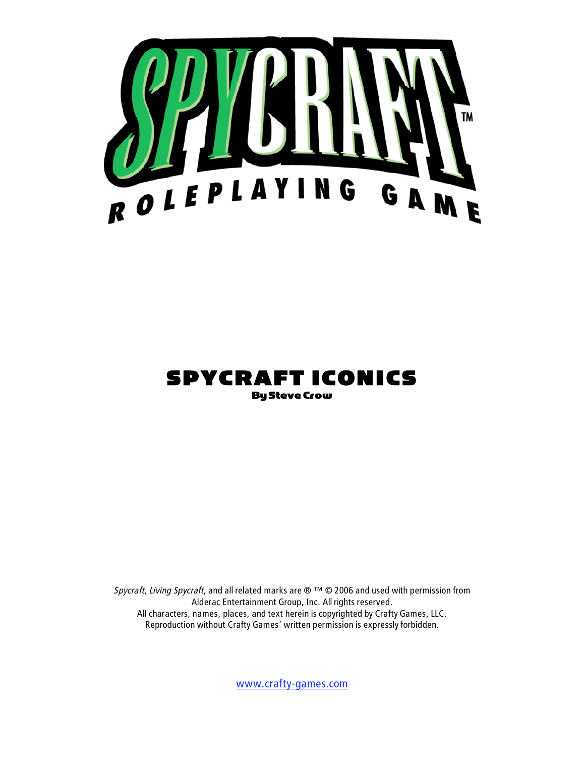# SPYCRAFT ROLEPLAYING GAME

# SPYCRAFT ICONICS

**By Steve Crow**

*Spycraft*, *Living Spycraft*, and all related marks are ® ™ © 2006 and used with permission from Alderac Entertainment Group, Inc. All rights reserved.
All characters, names, places, and text herein is copyrighted by Crafty Games, LLC.
Reproduction without Crafty Games' written permission is expressly forbidden.

www.crafty-games.com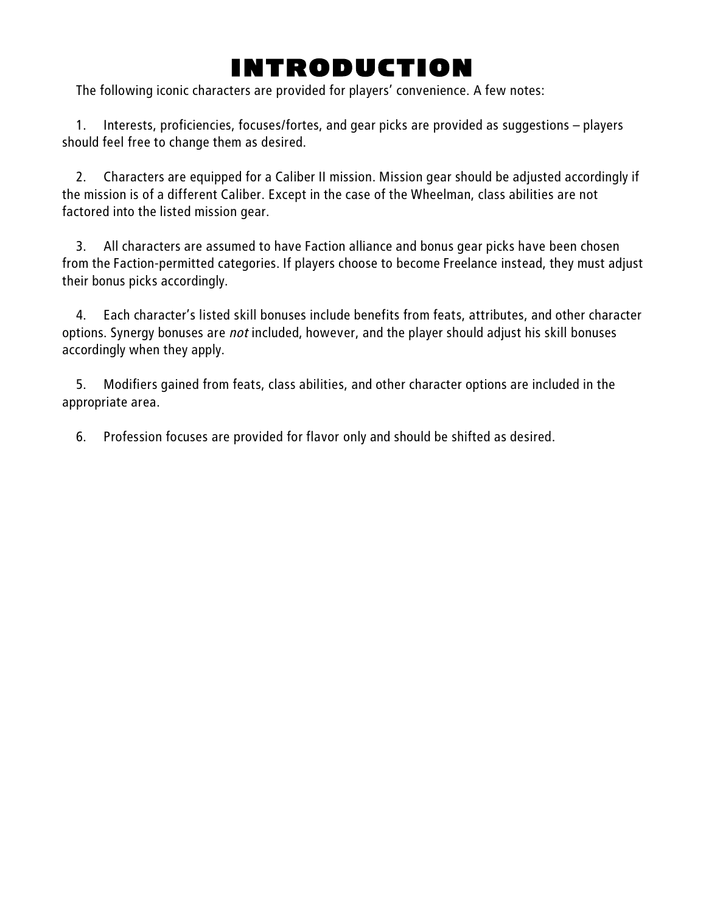# INTRODUCTION

The following iconic characters are provided for players' convenience. A few notes:

1. Interests, proficiencies, focuses/fortes, and gear picks are provided as suggestions – players should feel free to change them as desired.

2. Characters are equipped for a Caliber II mission. Mission gear should be adjusted accordingly if the mission is of a different Caliber. Except in the case of the Wheelman, class abilities are not factored into the listed mission gear.

3. All characters are assumed to have Faction alliance and bonus gear picks have been chosen from the Faction-permitted categories. If players choose to become Freelance instead, they must adjust their bonus picks accordingly.

4. Each character's listed skill bonuses include benefits from feats, attributes, and other character options. Synergy bonuses are *not* included, however, and the player should adjust his skill bonuses accordingly when they apply.

5. Modifiers gained from feats, class abilities, and other character options are included in the appropriate area.

6. Profession focuses are provided for flavor only and should be shifted as desired.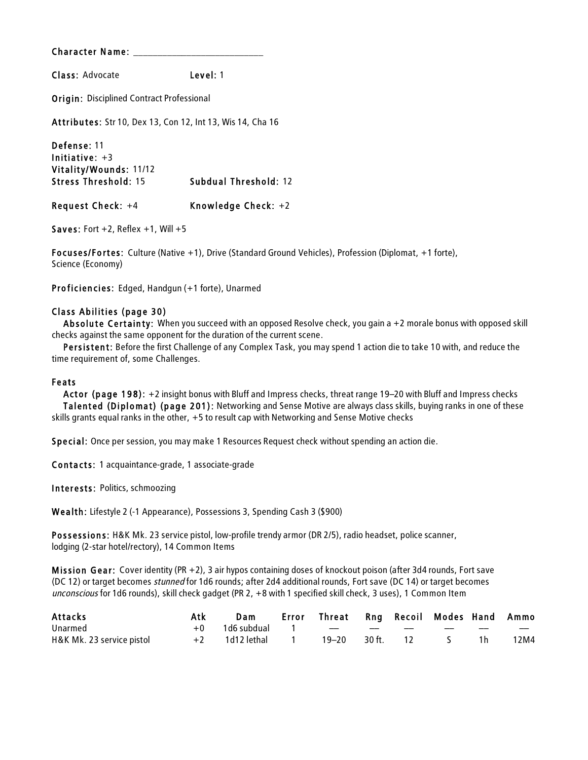**Character Name:** ___________________________

**Class:** Advocate **Level:** 1

**Origin:** Disciplined Contract Professional

**Attributes:** Str 10, Dex 13, Con 12, Int 13, Wis 14, Cha 16

**Defense:** 11
**Initiative:** +3
**Vitality/Wounds:** 11/12
**Stress Threshold:** 15 **Subdual Threshold:** 12

**Request Check:** +4 **Knowledge Check:** +2

**Saves:** Fort +2, Reflex +1, Will +5

**Focuses/Fortes:** Culture (Native +1), Drive (Standard Ground Vehicles), Profession (Diplomat, +1 forte), Science (Economy)

**Proficiencies:** Edged, Handgun (+1 forte), Unarmed

### Class Abilities (page 30)

**Absolute Certainty:** When you succeed with an opposed Resolve check, you gain a +2 morale bonus with opposed skill checks against the same opponent for the duration of the current scene.

**Persistent:** Before the first Challenge of any Complex Task, you may spend 1 action die to take 10 with, and reduce the time requirement of, some Challenges.

### Feats

**Actor (page 198):** +2 insight bonus with Bluff and Impress checks, threat range 19–20 with Bluff and Impress checks

**Talented (Diplomat) (page 201):** Networking and Sense Motive are always class skills, buying ranks in one of these skills grants equal ranks in the other, +5 to result cap with Networking and Sense Motive checks

**Special:** Once per session, you may make 1 Resources Request check without spending an action die.

**Contacts:** 1 acquaintance-grade, 1 associate-grade

**Interests:** Politics, schmoozing

**Wealth:** Lifestyle 2 (-1 Appearance), Possessions 3, Spending Cash 3 ($900)

**Possessions:** H&K Mk. 23 service pistol, low-profile trendy armor (DR 2/5), radio headset, police scanner, lodging (2-star hotel/rectory), 14 Common Items

**Mission Gear:** Cover identity (PR +2), 3 air hypos containing doses of knockout poison (after 3d4 rounds, Fort save (DC 12) or target becomes *stunned* for 1d6 rounds; after 2d4 additional rounds, Fort save (DC 14) or target becomes *unconscious* for 1d6 rounds), skill check gadget (PR 2, +8 with 1 specified skill check, 3 uses), 1 Common Item

| Attacks | Atk | Dam | Error | Threat | Rng | Recoil | Modes | Hand | Ammo |
|---|---|---|---|---|---|---|---|---|---|
| Unarmed | +0 | 1d6 subdual | 1 | — | — | — | — | — | — |
| H&K Mk. 23 service pistol | +2 | 1d12 lethal | 1 | 19–20 | 30 ft. | 12 | S | 1h | 12M4 |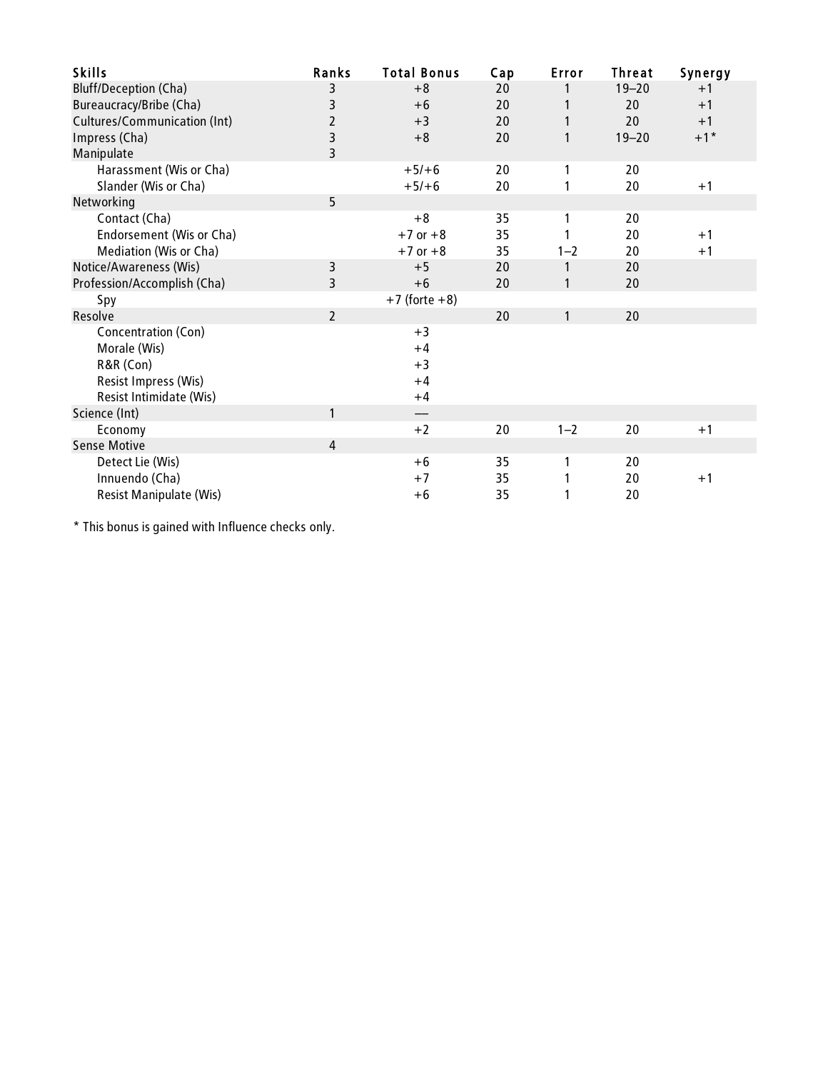| Skills | Ranks | Total Bonus | Cap | Error | Threat | Synergy |
|---|---|---|---|---|---|---|
| Bluff/Deception (Cha) | 3 | +8 | 20 | 1 | 19–20 | +1 |
| Bureaucracy/Bribe (Cha) | 3 | +6 | 20 | 1 | 20 | +1 |
| Cultures/Communication (Int) | 2 | +3 | 20 | 1 | 20 | +1 |
| Impress (Cha) | 3 | +8 | 20 | 1 | 19–20 | +1* |
| Manipulate | 3 | | | | | |
| Harassment (Wis or Cha) | | +5/+6 | 20 | 1 | 20 | |
| Slander (Wis or Cha) | | +5/+6 | 20 | 1 | 20 | +1 |
| Networking | 5 | | | | | |
| Contact (Cha) | | +8 | 35 | 1 | 20 | |
| Endorsement (Wis or Cha) | | +7 or +8 | 35 | 1 | 20 | +1 |
| Mediation (Wis or Cha) | | +7 or +8 | 35 | 1–2 | 20 | +1 |
| Notice/Awareness (Wis) | 3 | +5 | 20 | 1 | 20 | |
| Profession/Accomplish (Cha) | 3 | +6 | 20 | 1 | 20 | |
| Spy | | +7 (forte +8) | | | | |
| Resolve | 2 | | 20 | 1 | 20 | |
| Concentration (Con) | | +3 | | | | |
| Morale (Wis) | | +4 | | | | |
| R&R (Con) | | +3 | | | | |
| Resist Impress (Wis) | | +4 | | | | |
| Resist Intimidate (Wis) | | +4 | | | | |
| Science (Int) | 1 | — | | | | |
| Economy | | +2 | 20 | 1–2 | 20 | +1 |
| Sense Motive | 4 | | | | | |
| Detect Lie (Wis) | | +6 | 35 | 1 | 20 | |
| Innuendo (Cha) | | +7 | 35 | 1 | 20 | +1 |
| Resist Manipulate (Wis) | | +6 | 35 | 1 | 20 | |

* This bonus is gained with Influence checks only.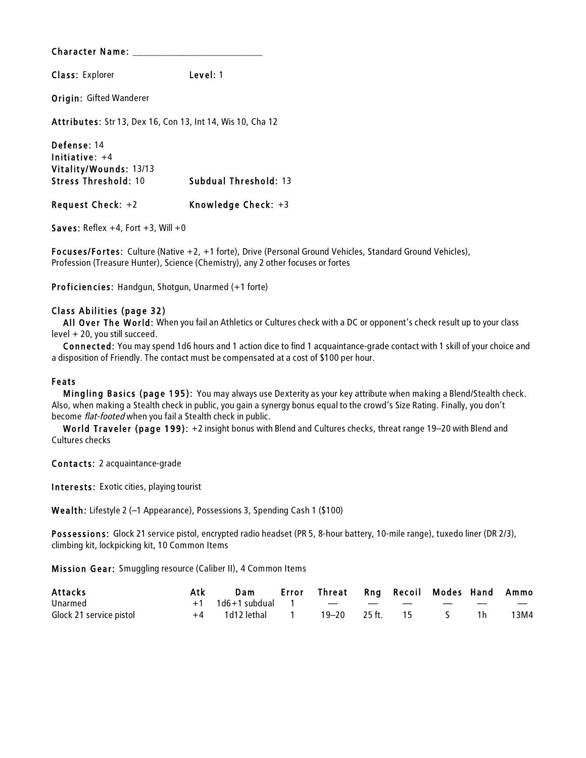**Character Name:** ______________________________

**Class:** Explorer **Level:** 1

**Origin:** Gifted Wanderer

**Attributes:** Str 13, Dex 16, Con 13, Int 14, Wis 10, Cha 12

**Defense:** 14
**Initiative:** +4
**Vitality/Wounds:** 13/13
**Stress Threshold:** 10 **Subdual Threshold:** 13

**Request Check:** +2 **Knowledge Check:** +3

**Saves:** Reflex +4, Fort +3, Will +0

**Focuses/Fortes:** Culture (Native +2, +1 forte), Drive (Personal Ground Vehicles, Standard Ground Vehicles), Profession (Treasure Hunter), Science (Chemistry), any 2 other focuses or fortes

**Proficiencies:** Handgun, Shotgun, Unarmed (+1 forte)

**Class Abilities (page 32)**

**All Over The World:** When you fail an Athletics or Cultures check with a DC or opponent's check result up to your class level + 20, you still succeed.

**Connected:** You may spend 1d6 hours and 1 action dice to find 1 acquaintance-grade contact with 1 skill of your choice and a disposition of Friendly. The contact must be compensated at a cost of $100 per hour.

**Feats**

**Mingling Basics (page 195):** You may always use Dexterity as your key attribute when making a Blend/Stealth check. Also, when making a Stealth check in public, you gain a synergy bonus equal to the crowd's Size Rating. Finally, you don't become *flat-footed* when you fail a Stealth check in public.

**World Traveler (page 199):** +2 insight bonus with Blend and Cultures checks, threat range 19–20 with Blend and Cultures checks

**Contacts:** 2 acquaintance-grade

**Interests:** Exotic cities, playing tourist

**Wealth:** Lifestyle 2 (–1 Appearance), Possessions 3, Spending Cash 1 ($100)

**Possessions:** Glock 21 service pistol, encrypted radio headset (PR 5, 8-hour battery, 10-mile range), tuxedo liner (DR 2/3), climbing kit, lockpicking kit, 10 Common Items

**Mission Gear:** Smuggling resource (Caliber II), 4 Common Items

| Attacks | Atk | Dam | Error | Threat | Rng | Recoil | Modes | Hand | Ammo |
|---|---|---|---|---|---|---|---|---|---|
| Unarmed | +1 | 1d6+1 subdual | 1 | — | — | — | — | — | — |
| Glock 21 service pistol | +4 | 1d12 lethal | 1 | 19–20 | 25 ft. | 15 | S | 1h | 13M4 |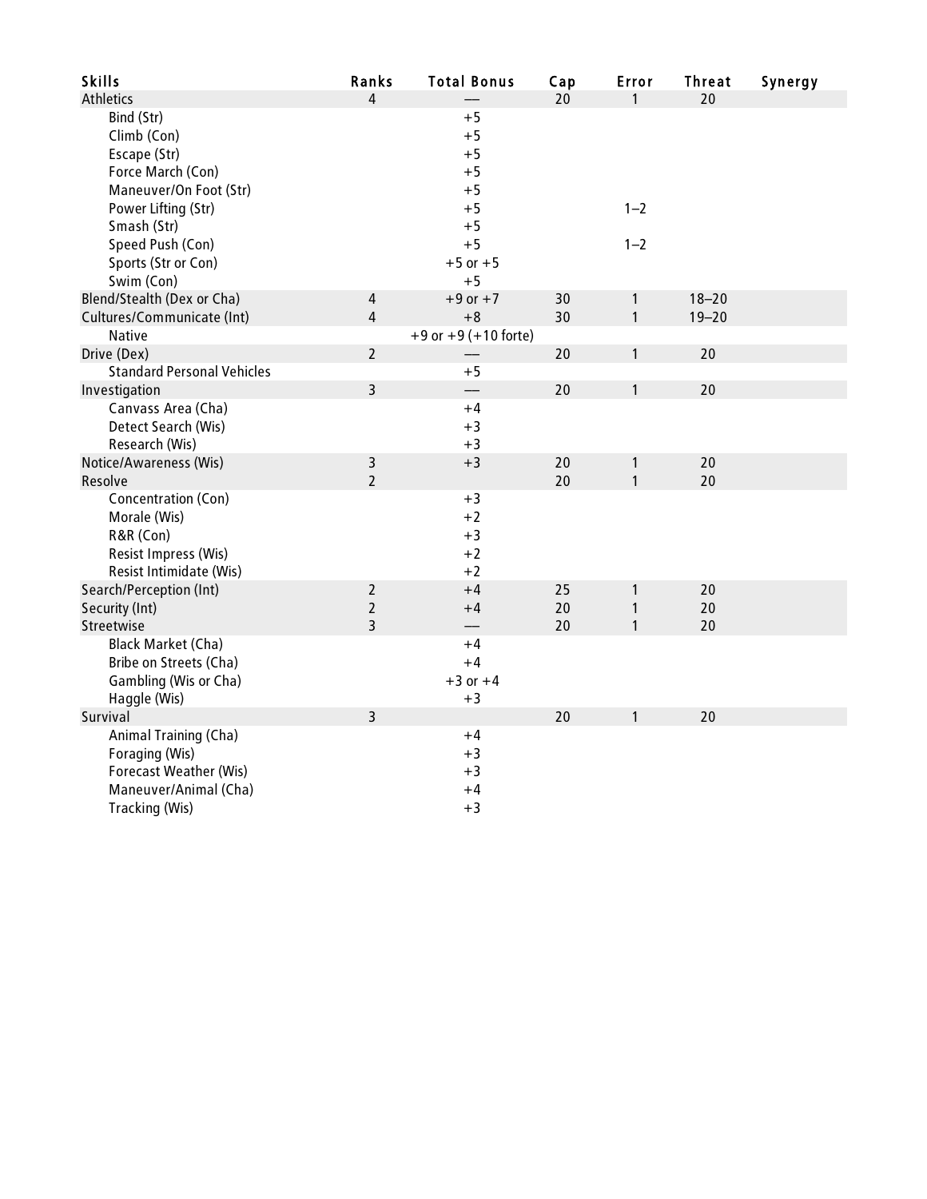| Skills | Ranks | Total Bonus | Cap | Error | Threat | Synergy |
|---|---|---|---|---|---|---|
| Athletics | 4 | — | 20 | 1 | 20 | |
| Bind (Str) | | +5 | | | | |
| Climb (Con) | | +5 | | | | |
| Escape (Str) | | +5 | | | | |
| Force March (Con) | | +5 | | | | |
| Maneuver/On Foot (Str) | | +5 | | | | |
| Power Lifting (Str) | | +5 | | 1–2 | | |
| Smash (Str) | | +5 | | | | |
| Speed Push (Con) | | +5 | | 1–2 | | |
| Sports (Str or Con) | | +5 or +5 | | | | |
| Swim (Con) | | +5 | | | | |
| Blend/Stealth (Dex or Cha) | 4 | +9 or +7 | 30 | 1 | 18–20 | |
| Cultures/Communicate (Int) | 4 | +8 | 30 | 1 | 19–20 | |
| Native | | +9 or +9 (+10 forte) | | | | |
| Drive (Dex) | 2 | — | 20 | 1 | 20 | |
| Standard Personal Vehicles | | +5 | | | | |
| Investigation | 3 | — | 20 | 1 | 20 | |
| Canvass Area (Cha) | | +4 | | | | |
| Detect Search (Wis) | | +3 | | | | |
| Research (Wis) | | +3 | | | | |
| Notice/Awareness (Wis) | 3 | +3 | 20 | 1 | 20 | |
| Resolve | 2 | | 20 | 1 | 20 | |
| Concentration (Con) | | +3 | | | | |
| Morale (Wis) | | +2 | | | | |
| R&R (Con) | | +3 | | | | |
| Resist Impress (Wis) | | +2 | | | | |
| Resist Intimidate (Wis) | | +2 | | | | |
| Search/Perception (Int) | 2 | +4 | 25 | 1 | 20 | |
| Security (Int) | 2 | +4 | 20 | 1 | 20 | |
| Streetwise | 3 | — | 20 | 1 | 20 | |
| Black Market (Cha) | | +4 | | | | |
| Bribe on Streets (Cha) | | +4 | | | | |
| Gambling (Wis or Cha) | | +3 or +4 | | | | |
| Haggle (Wis) | | +3 | | | | |
| Survival | 3 | | 20 | 1 | 20 | |
| Animal Training (Cha) | | +4 | | | | |
| Foraging (Wis) | | +3 | | | | |
| Forecast Weather (Wis) | | +3 | | | | |
| Maneuver/Animal (Cha) | | +4 | | | | |
| Tracking (Wis) | | +3 | | | | |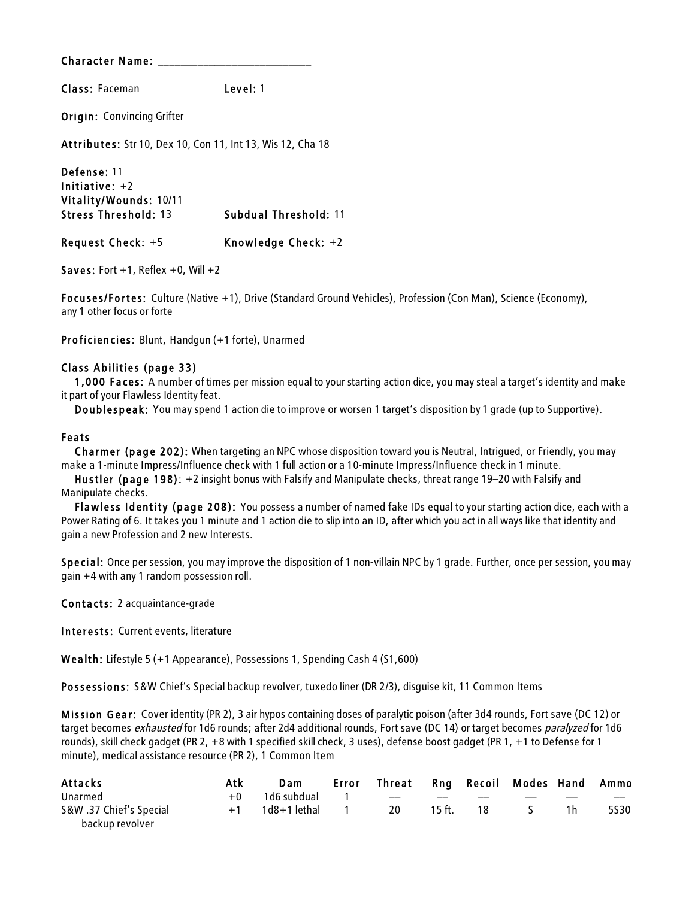**Character Name:** ____________________________

**Class:** Faceman **Level:** 1

**Origin:** Convincing Grifter

**Attributes:** Str 10, Dex 10, Con 11, Int 13, Wis 12, Cha 18

**Defense:** 11
**Initiative:** +2
**Vitality/Wounds:** 10/11
**Stress Threshold:** 13 **Subdual Threshold:** 11

**Request Check:** +5 **Knowledge Check:** +2

**Saves:** Fort +1, Reflex +0, Will +2

**Focuses/Fortes:** Culture (Native +1), Drive (Standard Ground Vehicles), Profession (Con Man), Science (Economy), any 1 other focus or forte

**Proficiencies:** Blunt, Handgun (+1 forte), Unarmed

**Class Abilities (page 33)**

**1,000 Faces:** A number of times per mission equal to your starting action dice, you may steal a target's identity and make it part of your Flawless Identity feat.

**Doublespeak:** You may spend 1 action die to improve or worsen 1 target's disposition by 1 grade (up to Supportive).

**Feats**

**Charmer (page 202):** When targeting an NPC whose disposition toward you is Neutral, Intrigued, or Friendly, you may make a 1-minute Impress/Influence check with 1 full action or a 10-minute Impress/Influence check in 1 minute.

**Hustler (page 198):** +2 insight bonus with Falsify and Manipulate checks, threat range 19–20 with Falsify and Manipulate checks.

**Flawless Identity (page 208):** You possess a number of named fake IDs equal to your starting action dice, each with a Power Rating of 6. It takes you 1 minute and 1 action die to slip into an ID, after which you act in all ways like that identity and gain a new Profession and 2 new Interests.

**Special:** Once per session, you may improve the disposition of 1 non-villain NPC by 1 grade. Further, once per session, you may gain +4 with any 1 random possession roll.

**Contacts:** 2 acquaintance-grade

**Interests:** Current events, literature

**Wealth:** Lifestyle 5 (+1 Appearance), Possessions 1, Spending Cash 4 ($1,600)

**Possessions:** S&W Chief's Special backup revolver, tuxedo liner (DR 2/3), disguise kit, 11 Common Items

**Mission Gear:** Cover identity (PR 2), 3 air hypos containing doses of paralytic poison (after 3d4 rounds, Fort save (DC 12) or target becomes *exhausted* for 1d6 rounds; after 2d4 additional rounds, Fort save (DC 14) or target becomes *paralyzed* for 1d6 rounds), skill check gadget (PR 2, +8 with 1 specified skill check, 3 uses), defense boost gadget (PR 1, +1 to Defense for 1 minute), medical assistance resource (PR 2), 1 Common Item

| Attacks | Atk | Dam | Error | Threat | Rng | Recoil | Modes | Hand | Ammo |
|---|---|---|---|---|---|---|---|---|---|
| Unarmed | +0 | 1d6 subdual | 1 | — | — | — | — | — | — |
| S&W .37 Chief's Special backup revolver | +1 | 1d8+1 lethal | 1 | 20 | 15 ft. | 18 | S | 1h | 5S30 |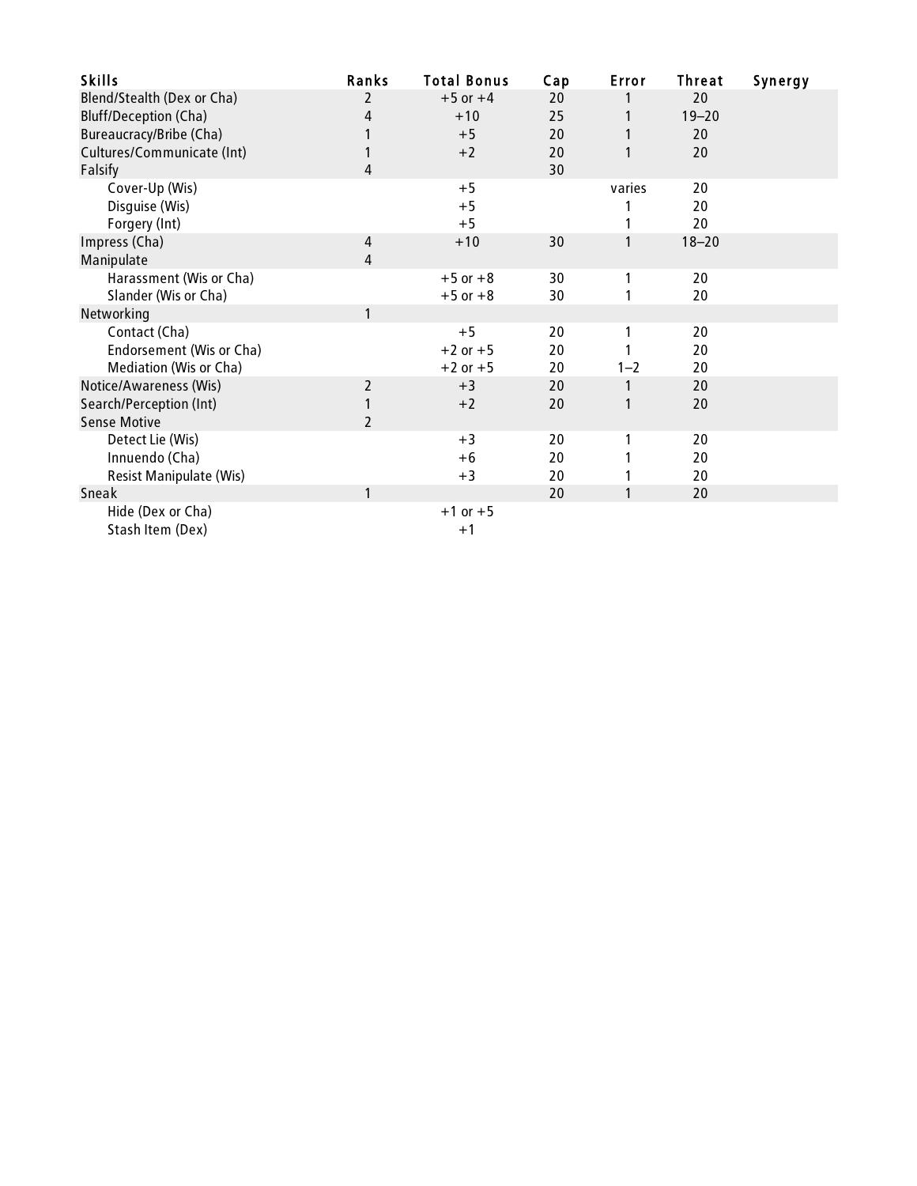| Skills | Ranks | Total Bonus | Cap | Error | Threat | Synergy |
|---|---|---|---|---|---|---|
| Blend/Stealth (Dex or Cha) | 2 | +5 or +4 | 20 | 1 | 20 | |
| Bluff/Deception (Cha) | 4 | +10 | 25 | 1 | 19–20 | |
| Bureaucracy/Bribe (Cha) | 1 | +5 | 20 | 1 | 20 | |
| Cultures/Communicate (Int) | 1 | +2 | 20 | 1 | 20 | |
| Falsify | 4 | | 30 | | | |
| Cover-Up (Wis) | | +5 | | varies | 20 | |
| Disguise (Wis) | | +5 | | 1 | 20 | |
| Forgery (Int) | | +5 | | 1 | 20 | |
| Impress (Cha) | 4 | +10 | 30 | 1 | 18–20 | |
| Manipulate | 4 | | | | | |
| Harassment (Wis or Cha) | | +5 or +8 | 30 | 1 | 20 | |
| Slander (Wis or Cha) | | +5 or +8 | 30 | 1 | 20 | |
| Networking | 1 | | | | | |
| Contact (Cha) | | +5 | 20 | 1 | 20 | |
| Endorsement (Wis or Cha) | | +2 or +5 | 20 | 1 | 20 | |
| Mediation (Wis or Cha) | | +2 or +5 | 20 | 1–2 | 20 | |
| Notice/Awareness (Wis) | 2 | +3 | 20 | 1 | 20 | |
| Search/Perception (Int) | 1 | +2 | 20 | 1 | 20 | |
| Sense Motive | 2 | | | | | |
| Detect Lie (Wis) | | +3 | 20 | 1 | 20 | |
| Innuendo (Cha) | | +6 | 20 | 1 | 20 | |
| Resist Manipulate (Wis) | | +3 | 20 | 1 | 20 | |
| Sneak | 1 | | 20 | 1 | 20 | |
| Hide (Dex or Cha) | | +1 or +5 | | | | |
| Stash Item (Dex) | | +1 | | | | |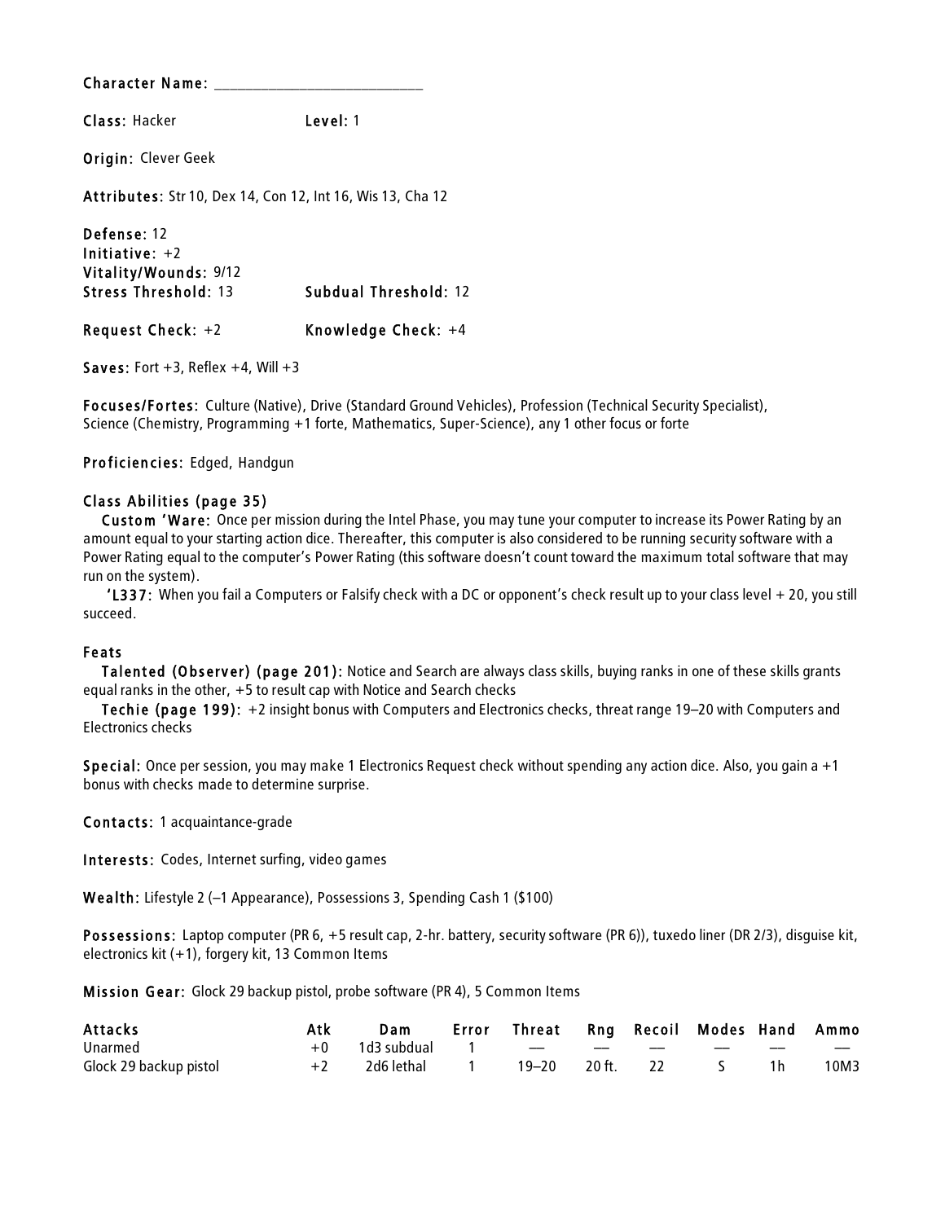**Character Name:** ___________________________

**Class:** Hacker **Level:** 1

**Origin:** Clever Geek

**Attributes:** Str 10, Dex 14, Con 12, Int 16, Wis 13, Cha 12

**Defense:** 12
**Initiative:** +2
**Vitality/Wounds:** 9/12
**Stress Threshold:** 13 **Subdual Threshold:** 12

**Request Check:** +2 **Knowledge Check:** +4

**Saves:** Fort +3, Reflex +4, Will +3

**Focuses/Fortes:** Culture (Native), Drive (Standard Ground Vehicles), Profession (Technical Security Specialist), Science (Chemistry, Programming +1 forte, Mathematics, Super-Science), any 1 other focus or forte

**Proficiencies:** Edged, Handgun

**Class Abilities (page 35)**

**Custom 'Ware:** Once per mission during the Intel Phase, you may tune your computer to increase its Power Rating by an amount equal to your starting action dice. Thereafter, this computer is also considered to be running security software with a Power Rating equal to the computer's Power Rating (this software doesn't count toward the maximum total software that may run on the system).

**'L337:** When you fail a Computers or Falsify check with a DC or opponent's check result up to your class level + 20, you still succeed.

**Feats**

**Talented (Observer) (page 201):** Notice and Search are always class skills, buying ranks in one of these skills grants equal ranks in the other, +5 to result cap with Notice and Search checks

**Techie (page 199):** +2 insight bonus with Computers and Electronics checks, threat range 19–20 with Computers and Electronics checks

**Special:** Once per session, you may make 1 Electronics Request check without spending any action dice. Also, you gain a +1 bonus with checks made to determine surprise.

**Contacts:** 1 acquaintance-grade

**Interests:** Codes, Internet surfing, video games

**Wealth:** Lifestyle 2 (–1 Appearance), Possessions 3, Spending Cash 1 ($100)

**Possessions:** Laptop computer (PR 6, +5 result cap, 2-hr. battery, security software (PR 6)), tuxedo liner (DR 2/3), disguise kit, electronics kit (+1), forgery kit, 13 Common Items

**Mission Gear:** Glock 29 backup pistol, probe software (PR 4), 5 Common Items

| Attacks | Atk | Dam | Error | Threat | Rng | Recoil | Modes | Hand | Ammo |
|---|---|---|---|---|---|---|---|---|---|
| Unarmed | +0 | 1d3 subdual | 1 | — | — | — | — | — | — |
| Glock 29 backup pistol | +2 | 2d6 lethal | 1 | 19–20 | 20 ft. | 22 | S | 1h | 10M3 |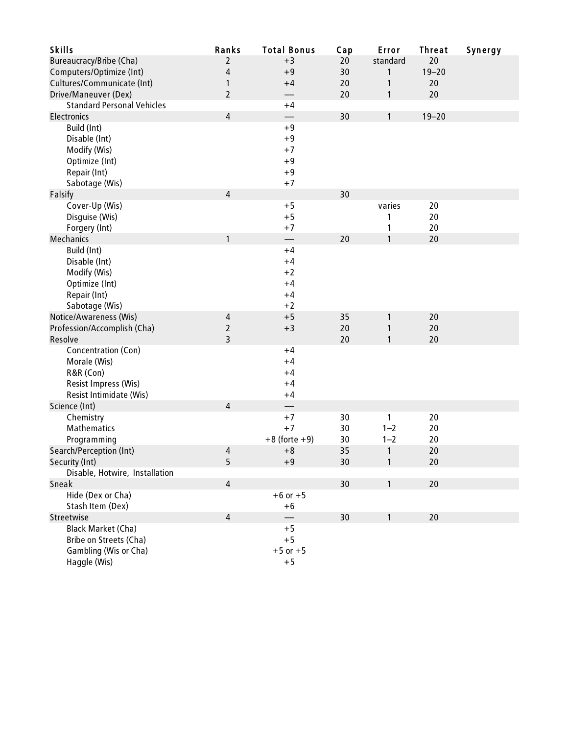| Skills | Ranks | Total Bonus | Cap | Error | Threat | Synergy |
|---|---|---|---|---|---|---|
| Bureaucracy/Bribe (Cha) | 2 | +3 | 20 | standard | 20 | |
| Computers/Optimize (Int) | 4 | +9 | 30 | 1 | 19–20 | |
| Cultures/Communicate (Int) | 1 | +4 | 20 | 1 | 20 | |
| Drive/Maneuver (Dex) | 2 | — | 20 | 1 | 20 | |
| Standard Personal Vehicles | | +4 | | | | |
| Electronics | 4 | — | 30 | 1 | 19–20 | |
| Build (Int) | | +9 | | | | |
| Disable (Int) | | +9 | | | | |
| Modify (Wis) | | +7 | | | | |
| Optimize (Int) | | +9 | | | | |
| Repair (Int) | | +9 | | | | |
| Sabotage (Wis) | | +7 | | | | |
| Falsify | 4 | | 30 | | | |
| Cover-Up (Wis) | | +5 | | varies | 20 | |
| Disguise (Wis) | | +5 | | 1 | 20 | |
| Forgery (Int) | | +7 | | 1 | 20 | |
| Mechanics | 1 | — | 20 | 1 | 20 | |
| Build (Int) | | +4 | | | | |
| Disable (Int) | | +4 | | | | |
| Modify (Wis) | | +2 | | | | |
| Optimize (Int) | | +4 | | | | |
| Repair (Int) | | +4 | | | | |
| Sabotage (Wis) | | +2 | | | | |
| Notice/Awareness (Wis) | 4 | +5 | 35 | 1 | 20 | |
| Profession/Accomplish (Cha) | 2 | +3 | 20 | 1 | 20 | |
| Resolve | 3 | | 20 | 1 | 20 | |
| Concentration (Con) | | +4 | | | | |
| Morale (Wis) | | +4 | | | | |
| R&R (Con) | | +4 | | | | |
| Resist Impress (Wis) | | +4 | | | | |
| Resist Intimidate (Wis) | | +4 | | | | |
| Science (Int) | 4 | — | | | | |
| Chemistry | | +7 | 30 | 1 | 20 | |
| Mathematics | | +7 | 30 | 1–2 | 20 | |
| Programming | | +8 (forte +9) | 30 | 1–2 | 20 | |
| Search/Perception (Int) | 4 | +8 | 35 | 1 | 20 | |
| Security (Int) | 5 | +9 | 30 | 1 | 20 | |
| Disable, Hotwire, Installation | | | | | | |
| Sneak | 4 | | 30 | 1 | 20 | |
| Hide (Dex or Cha) | | +6 or +5 | | | | |
| Stash Item (Dex) | | +6 | | | | |
| Streetwise | 4 | — | 30 | 1 | 20 | |
| Black Market (Cha) | | +5 | | | | |
| Bribe on Streets (Cha) | | +5 | | | | |
| Gambling (Wis or Cha) | | +5 or +5 | | | | |
| Haggle (Wis) | | +5 | | | | |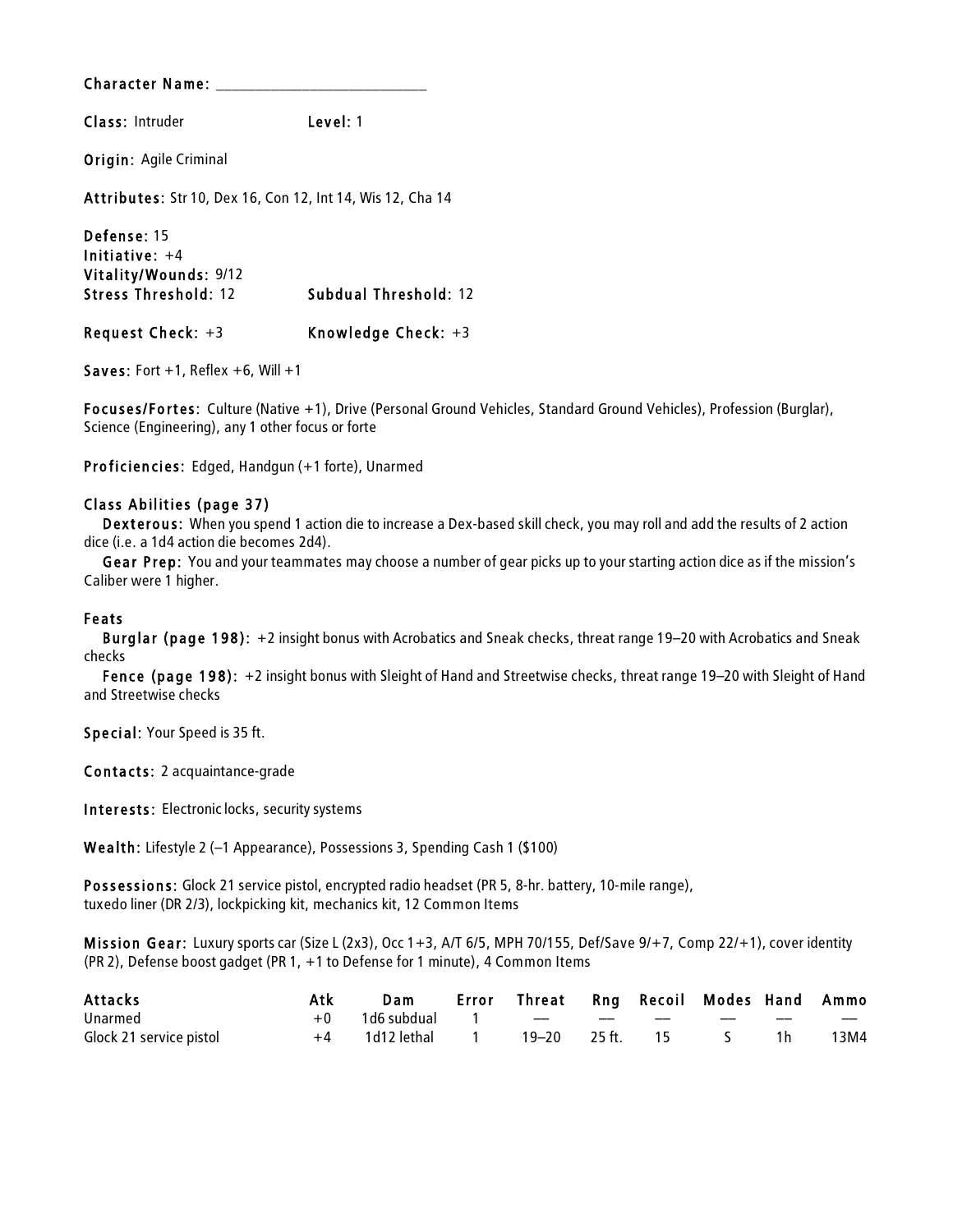**Character Name:** ____________________________

**Class:** Intruder **Level:** 1

**Origin:** Agile Criminal

**Attributes:** Str 10, Dex 16, Con 12, Int 14, Wis 12, Cha 14

**Defense:** 15
**Initiative:** +4
**Vitality/Wounds:** 9/12
**Stress Threshold:** 12 **Subdual Threshold:** 12

**Request Check:** +3 **Knowledge Check:** +3

**Saves:** Fort +1, Reflex +6, Will +1

**Focuses/Fortes:** Culture (Native +1), Drive (Personal Ground Vehicles, Standard Ground Vehicles), Profession (Burglar), Science (Engineering), any 1 other focus or forte

**Proficiencies:** Edged, Handgun (+1 forte), Unarmed

**Class Abilities (page 37)**

**Dexterous:** When you spend 1 action die to increase a Dex-based skill check, you may roll and add the results of 2 action dice (i.e. a 1d4 action die becomes 2d4).

**Gear Prep:** You and your teammates may choose a number of gear picks up to your starting action dice as if the mission's Caliber were 1 higher.

**Feats**

**Burglar (page 198):** +2 insight bonus with Acrobatics and Sneak checks, threat range 19–20 with Acrobatics and Sneak checks

**Fence (page 198):** +2 insight bonus with Sleight of Hand and Streetwise checks, threat range 19–20 with Sleight of Hand and Streetwise checks

**Special:** Your Speed is 35 ft.

**Contacts:** 2 acquaintance-grade

**Interests:** Electronic locks, security systems

**Wealth:** Lifestyle 2 (–1 Appearance), Possessions 3, Spending Cash 1 ($100)

**Possessions:** Glock 21 service pistol, encrypted radio headset (PR 5, 8-hr. battery, 10-mile range), tuxedo liner (DR 2/3), lockpicking kit, mechanics kit, 12 Common Items

**Mission Gear:** Luxury sports car (Size L (2x3), Occ 1+3, A/T 6/5, MPH 70/155, Def/Save 9/+7, Comp 22/+1), cover identity (PR 2), Defense boost gadget (PR 1, +1 to Defense for 1 minute), 4 Common Items

| Attacks | Atk | Dam | Error | Threat | Rng | Recoil | Modes | Hand | Ammo |
|---|---|---|---|---|---|---|---|---|---|
| Unarmed | +0 | 1d6 subdual | 1 | — | — | — | — | — | — |
| Glock 21 service pistol | +4 | 1d12 lethal | 1 | 19–20 | 25 ft. | 15 | S | 1h | 13M4 |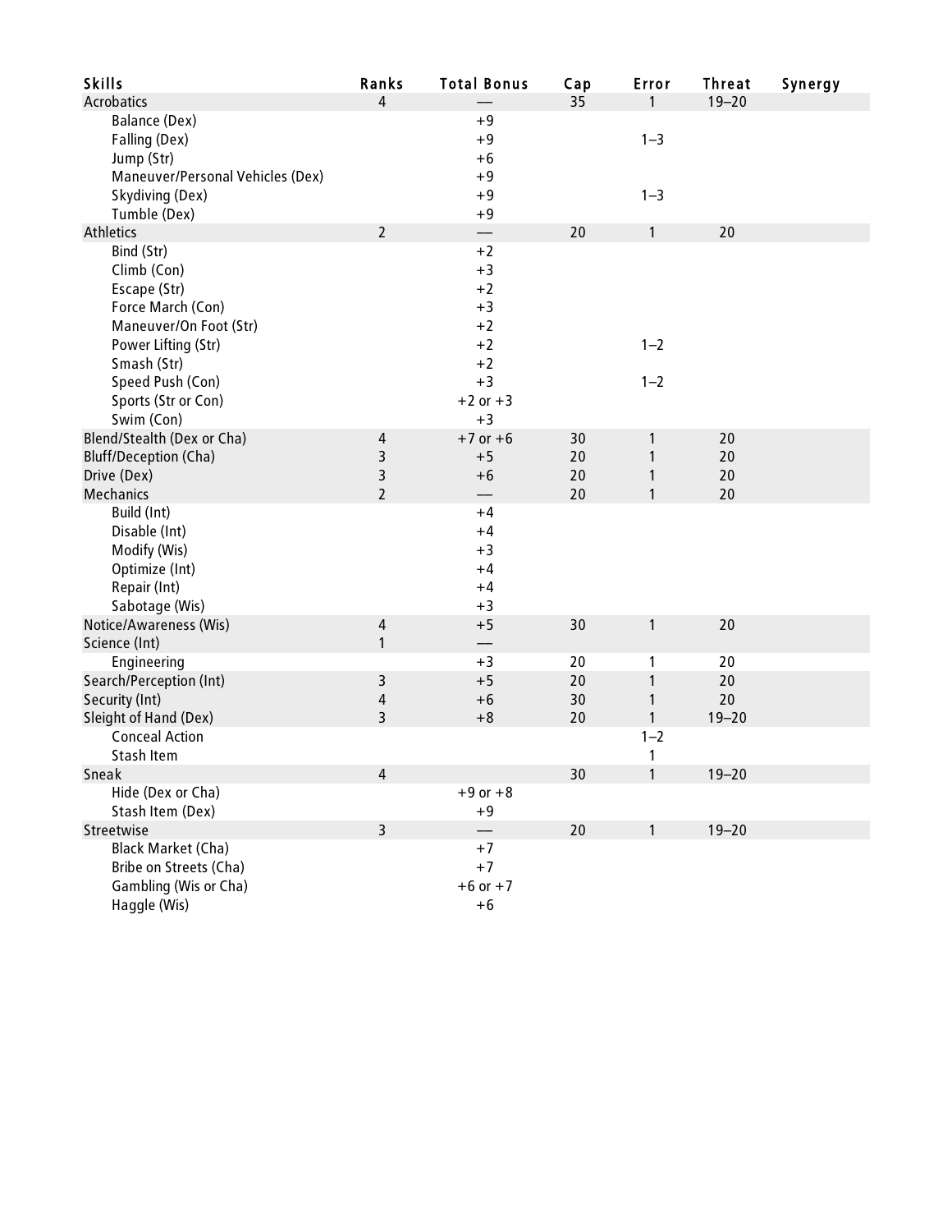| Skills | Ranks | Total Bonus | Cap | Error | Threat | Synergy |
|---|---|---|---|---|---|---|
| Acrobatics | 4 | — | 35 | 1 | 19–20 | |
| Balance (Dex) | | +9 | | | | |
| Falling (Dex) | | +9 | | 1–3 | | |
| Jump (Str) | | +6 | | | | |
| Maneuver/Personal Vehicles (Dex) | | +9 | | | | |
| Skydiving (Dex) | | +9 | | 1–3 | | |
| Tumble (Dex) | | +9 | | | | |
| Athletics | 2 | — | 20 | 1 | 20 | |
| Bind (Str) | | +2 | | | | |
| Climb (Con) | | +3 | | | | |
| Escape (Str) | | +2 | | | | |
| Force March (Con) | | +3 | | | | |
| Maneuver/On Foot (Str) | | +2 | | | | |
| Power Lifting (Str) | | +2 | | 1–2 | | |
| Smash (Str) | | +2 | | | | |
| Speed Push (Con) | | +3 | | 1–2 | | |
| Sports (Str or Con) | | +2 or +3 | | | | |
| Swim (Con) | | +3 | | | | |
| Blend/Stealth (Dex or Cha) | 4 | +7 or +6 | 30 | 1 | 20 | |
| Bluff/Deception (Cha) | 3 | +5 | 20 | 1 | 20 | |
| Drive (Dex) | 3 | +6 | 20 | 1 | 20 | |
| Mechanics | 2 | — | 20 | 1 | 20 | |
| Build (Int) | | +4 | | | | |
| Disable (Int) | | +4 | | | | |
| Modify (Wis) | | +3 | | | | |
| Optimize (Int) | | +4 | | | | |
| Repair (Int) | | +4 | | | | |
| Sabotage (Wis) | | +3 | | | | |
| Notice/Awareness (Wis) | 4 | +5 | 30 | 1 | 20 | |
| Science (Int) | 1 | — | | | | |
| Engineering | | +3 | 20 | 1 | 20 | |
| Search/Perception (Int) | 3 | +5 | 20 | 1 | 20 | |
| Security (Int) | 4 | +6 | 30 | 1 | 20 | |
| Sleight of Hand (Dex) | 3 | +8 | 20 | 1 | 19–20 | |
| Conceal Action | | | | 1–2 | | |
| Stash Item | | | | 1 | | |
| Sneak | 4 | | 30 | 1 | 19–20 | |
| Hide (Dex or Cha) | | +9 or +8 | | | | |
| Stash Item (Dex) | | +9 | | | | |
| Streetwise | 3 | — | 20 | 1 | 19–20 | |
| Black Market (Cha) | | +7 | | | | |
| Bribe on Streets (Cha) | | +7 | | | | |
| Gambling (Wis or Cha) | | +6 or +7 | | | | |
| Haggle (Wis) | | +6 | | | | |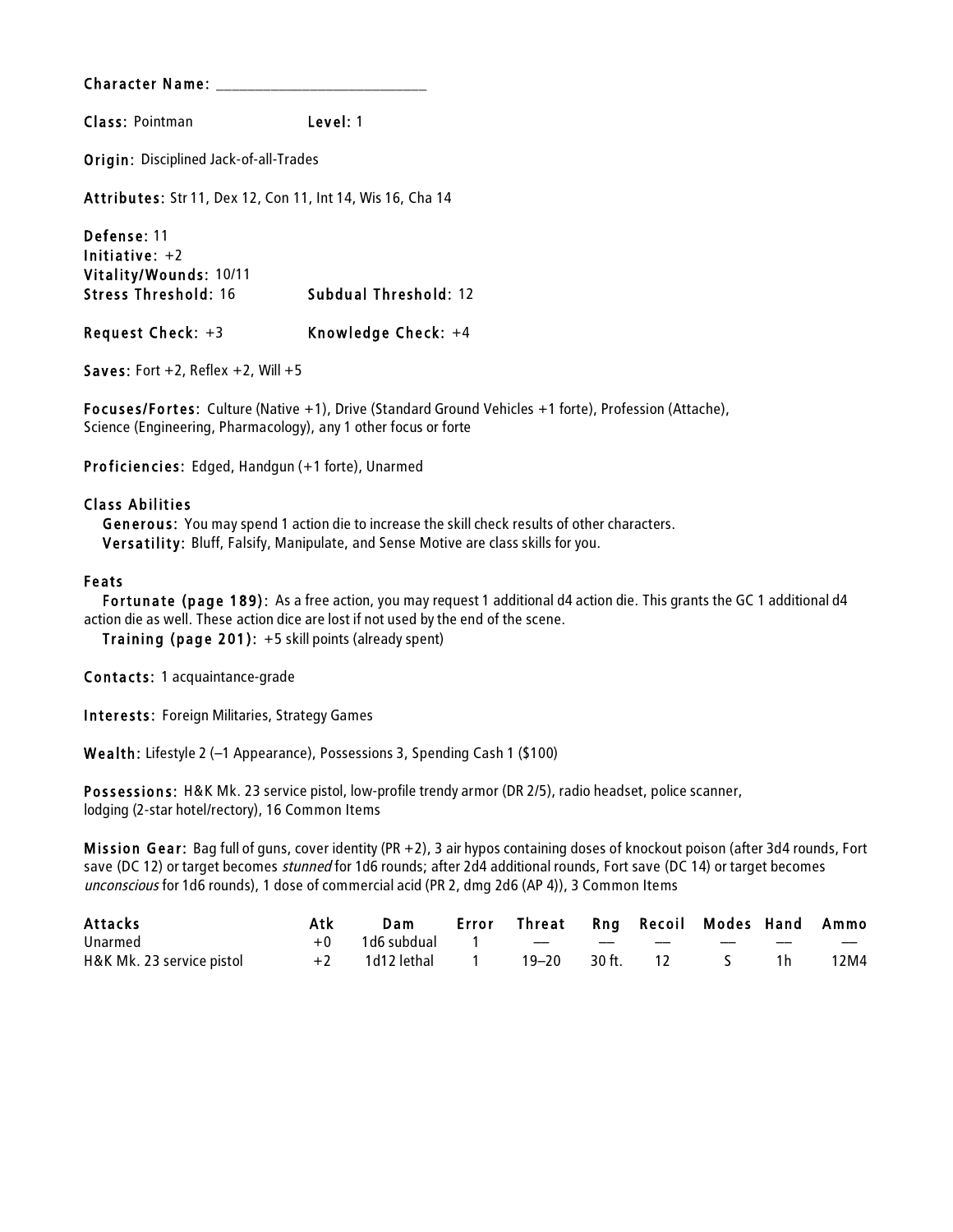**Character Name:** ___________________________

**Class:** Pointman **Level:** 1

**Origin:** Disciplined Jack-of-all-Trades

**Attributes:** Str 11, Dex 12, Con 11, Int 14, Wis 16, Cha 14

**Defense:** 11
**Initiative:** +2
**Vitality/Wounds:** 10/11
**Stress Threshold:** 16 **Subdual Threshold:** 12

**Request Check:** +3 **Knowledge Check:** +4

**Saves:** Fort +2, Reflex +2, Will +5

**Focuses/Fortes:** Culture (Native +1), Drive (Standard Ground Vehicles +1 forte), Profession (Attache), Science (Engineering, Pharmacology), any 1 other focus or forte

**Proficiencies:** Edged, Handgun (+1 forte), Unarmed

**Class Abilities**

**Generous:** You may spend 1 action die to increase the skill check results of other characters.
**Versatility:** Bluff, Falsify, Manipulate, and Sense Motive are class skills for you.

**Feats**

**Fortunate (page 189):** As a free action, you may request 1 additional d4 action die. This grants the GC 1 additional d4 action die as well. These action dice are lost if not used by the end of the scene.
**Training (page 201):** +5 skill points (already spent)

**Contacts:** 1 acquaintance-grade

**Interests:** Foreign Militaries, Strategy Games

**Wealth:** Lifestyle 2 (–1 Appearance), Possessions 3, Spending Cash 1 ($100)

**Possessions:** H&K Mk. 23 service pistol, low-profile trendy armor (DR 2/5), radio headset, police scanner, lodging (2-star hotel/rectory), 16 Common Items

**Mission Gear:** Bag full of guns, cover identity (PR +2), 3 air hypos containing doses of knockout poison (after 3d4 rounds, Fort save (DC 12) or target becomes *stunned* for 1d6 rounds; after 2d4 additional rounds, Fort save (DC 14) or target becomes *unconscious* for 1d6 rounds), 1 dose of commercial acid (PR 2, dmg 2d6 (AP 4)), 3 Common Items

| Attacks | Atk | Dam | Error | Threat | Rng | Recoil | Modes | Hand | Ammo |
|---|---|---|---|---|---|---|---|---|---|
| Unarmed | +0 | 1d6 subdual | 1 | — | — | — | — | — | — |
| H&K Mk. 23 service pistol | +2 | 1d12 lethal | 1 | 19–20 | 30 ft. | 12 | S | 1h | 12M4 |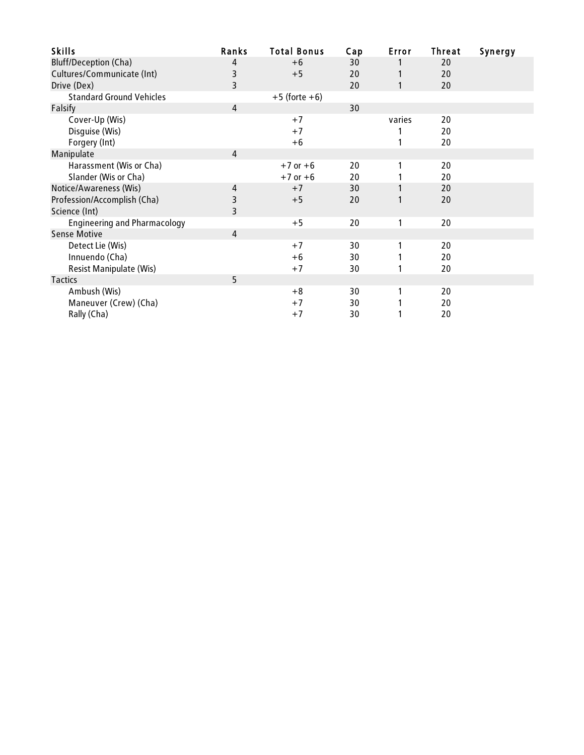| Skills | Ranks | Total Bonus | Cap | Error | Threat | Synergy |
|---|---|---|---|---|---|---|
| Bluff/Deception (Cha) | 4 | +6 | 30 | 1 | 20 | |
| Cultures/Communicate (Int) | 3 | +5 | 20 | 1 | 20 | |
| Drive (Dex) | 3 | | 20 | 1 | 20 | |
| Standard Ground Vehicles | | +5 (forte +6) | | | | |
| Falsify | 4 | | 30 | | | |
| Cover-Up (Wis) | | +7 | | varies | 20 | |
| Disguise (Wis) | | +7 | | 1 | 20 | |
| Forgery (Int) | | +6 | | 1 | 20 | |
| Manipulate | 4 | | | | | |
| Harassment (Wis or Cha) | | +7 or +6 | 20 | 1 | 20 | |
| Slander (Wis or Cha) | | +7 or +6 | 20 | 1 | 20 | |
| Notice/Awareness (Wis) | 4 | +7 | 30 | 1 | 20 | |
| Profession/Accomplish (Cha) | 3 | +5 | 20 | 1 | 20 | |
| Science (Int) | 3 | | | | | |
| Engineering and Pharmacology | | +5 | 20 | 1 | 20 | |
| Sense Motive | 4 | | | | | |
| Detect Lie (Wis) | | +7 | 30 | 1 | 20 | |
| Innuendo (Cha) | | +6 | 30 | 1 | 20 | |
| Resist Manipulate (Wis) | | +7 | 30 | 1 | 20 | |
| Tactics | 5 | | | | | |
| Ambush (Wis) | | +8 | 30 | 1 | 20 | |
| Maneuver (Crew) (Cha) | | +7 | 30 | 1 | 20 | |
| Rally (Cha) | | +7 | 30 | 1 | 20 | |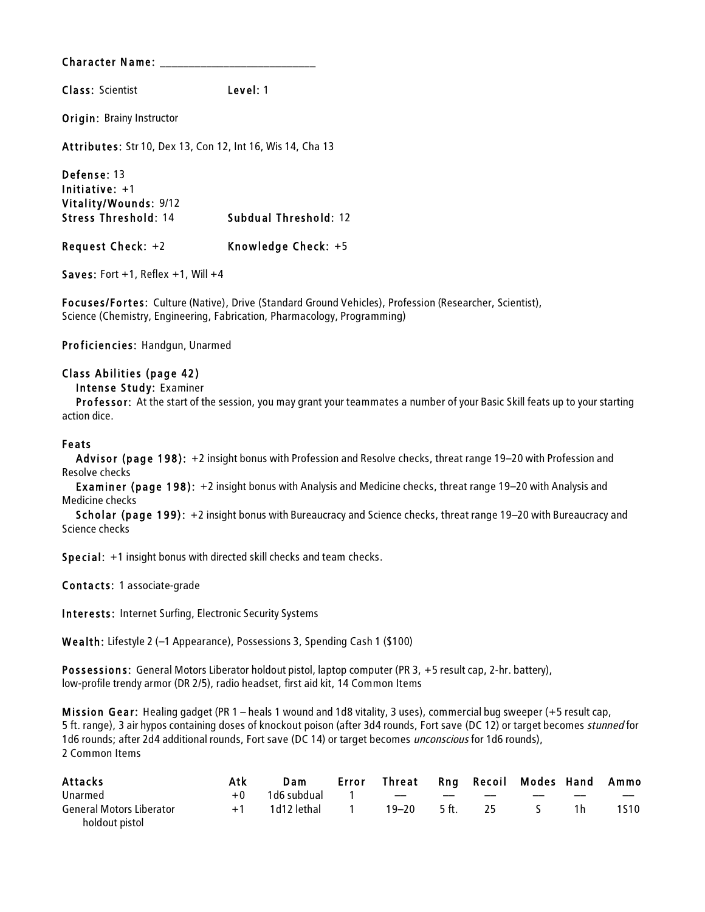**Character Name:** ___________________________

**Class:** Scientist **Level:** 1

**Origin:** Brainy Instructor

**Attributes:** Str 10, Dex 13, Con 12, Int 16, Wis 14, Cha 13

**Defense:** 13
**Initiative:** +1
**Vitality/Wounds:** 9/12
**Stress Threshold:** 14 **Subdual Threshold:** 12

**Request Check:** +2 **Knowledge Check:** +5

**Saves:** Fort +1, Reflex +1, Will +4

**Focuses/Fortes:** Culture (Native), Drive (Standard Ground Vehicles), Profession (Researcher, Scientist), Science (Chemistry, Engineering, Fabrication, Pharmacology, Programming)

**Proficiencies:** Handgun, Unarmed

**Class Abilities (page 42)**

**Intense Study:** Examiner

**Professor:** At the start of the session, you may grant your teammates a number of your Basic Skill feats up to your starting action dice.

**Feats**

**Advisor (page 198):** +2 insight bonus with Profession and Resolve checks, threat range 19–20 with Profession and Resolve checks

**Examiner (page 198):** +2 insight bonus with Analysis and Medicine checks, threat range 19–20 with Analysis and Medicine checks

**Scholar (page 199):** +2 insight bonus with Bureaucracy and Science checks, threat range 19–20 with Bureaucracy and Science checks

**Special:** +1 insight bonus with directed skill checks and team checks.

**Contacts:** 1 associate-grade

**Interests:** Internet Surfing, Electronic Security Systems

**Wealth:** Lifestyle 2 (–1 Appearance), Possessions 3, Spending Cash 1 ($100)

**Possessions:** General Motors Liberator holdout pistol, laptop computer (PR 3, +5 result cap, 2-hr. battery), low-profile trendy armor (DR 2/5), radio headset, first aid kit, 14 Common Items

**Mission Gear:** Healing gadget (PR 1 – heals 1 wound and 1d8 vitality, 3 uses), commercial bug sweeper (+5 result cap, 5 ft. range), 3 air hypos containing doses of knockout poison (after 3d4 rounds, Fort save (DC 12) or target becomes *stunned* for 1d6 rounds; after 2d4 additional rounds, Fort save (DC 14) or target becomes *unconscious* for 1d6 rounds), 2 Common Items

| Attacks | Atk | Dam | Error | Threat | Rng | Recoil | Modes | Hand | Ammo |
|---|---|---|---|---|---|---|---|---|---|
| Unarmed | +0 | 1d6 subdual | 1 | — | — | — | — | — | — |
| General Motors Liberator holdout pistol | +1 | 1d12 lethal | 1 | 19–20 | 5 ft. | 25 | S | 1h | 1S10 |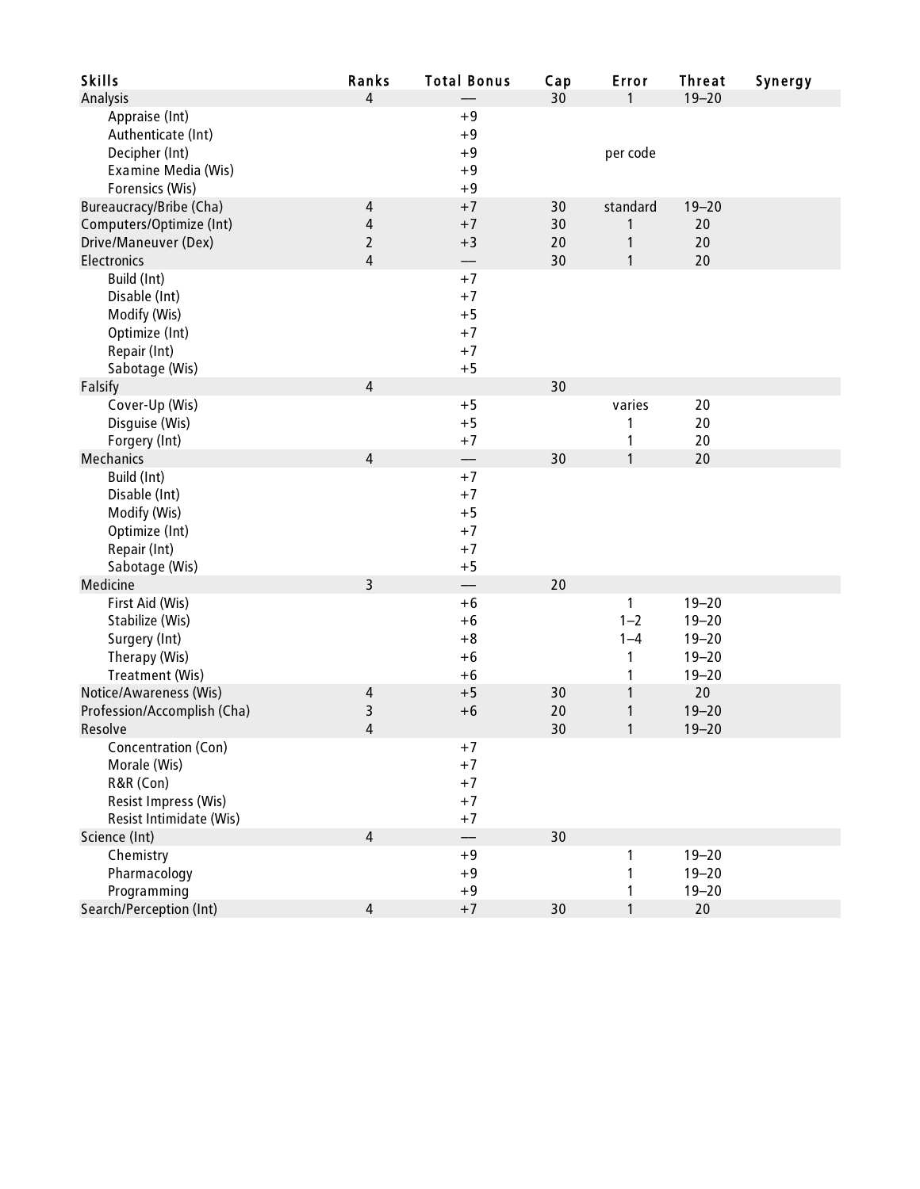| Skills | Ranks | Total Bonus | Cap | Error | Threat | Synergy |
|---|---|---|---|---|---|---|
| Analysis | 4 | — | 30 | 1 | 19–20 | |
| Appraise (Int) | | +9 | | | | |
| Authenticate (Int) | | +9 | | | | |
| Decipher (Int) | | +9 | | per code | | |
| Examine Media (Wis) | | +9 | | | | |
| Forensics (Wis) | | +9 | | | | |
| Bureaucracy/Bribe (Cha) | 4 | +7 | 30 | standard | 19–20 | |
| Computers/Optimize (Int) | 4 | +7 | 30 | 1 | 20 | |
| Drive/Maneuver (Dex) | 2 | +3 | 20 | 1 | 20 | |
| Electronics | 4 | — | 30 | 1 | 20 | |
| Build (Int) | | +7 | | | | |
| Disable (Int) | | +7 | | | | |
| Modify (Wis) | | +5 | | | | |
| Optimize (Int) | | +7 | | | | |
| Repair (Int) | | +7 | | | | |
| Sabotage (Wis) | | +5 | | | | |
| Falsify | 4 | | 30 | | | |
| Cover-Up (Wis) | | +5 | | varies | 20 | |
| Disguise (Wis) | | +5 | | 1 | 20 | |
| Forgery (Int) | | +7 | | 1 | 20 | |
| Mechanics | 4 | — | 30 | 1 | 20 | |
| Build (Int) | | +7 | | | | |
| Disable (Int) | | +7 | | | | |
| Modify (Wis) | | +5 | | | | |
| Optimize (Int) | | +7 | | | | |
| Repair (Int) | | +7 | | | | |
| Sabotage (Wis) | | +5 | | | | |
| Medicine | 3 | — | 20 | | | |
| First Aid (Wis) | | +6 | | 1 | 19–20 | |
| Stabilize (Wis) | | +6 | | 1–2 | 19–20 | |
| Surgery (Int) | | +8 | | 1–4 | 19–20 | |
| Therapy (Wis) | | +6 | | 1 | 19–20 | |
| Treatment (Wis) | | +6 | | 1 | 19–20 | |
| Notice/Awareness (Wis) | 4 | +5 | 30 | 1 | 20 | |
| Profession/Accomplish (Cha) | 3 | +6 | 20 | 1 | 19–20 | |
| Resolve | 4 | | 30 | 1 | 19–20 | |
| Concentration (Con) | | +7 | | | | |
| Morale (Wis) | | +7 | | | | |
| R&R (Con) | | +7 | | | | |
| Resist Impress (Wis) | | +7 | | | | |
| Resist Intimidate (Wis) | | +7 | | | | |
| Science (Int) | 4 | — | 30 | | | |
| Chemistry | | +9 | | 1 | 19–20 | |
| Pharmacology | | +9 | | 1 | 19–20 | |
| Programming | | +9 | | 1 | 19–20 | |
| Search/Perception (Int) | 4 | +7 | 30 | 1 | 20 | |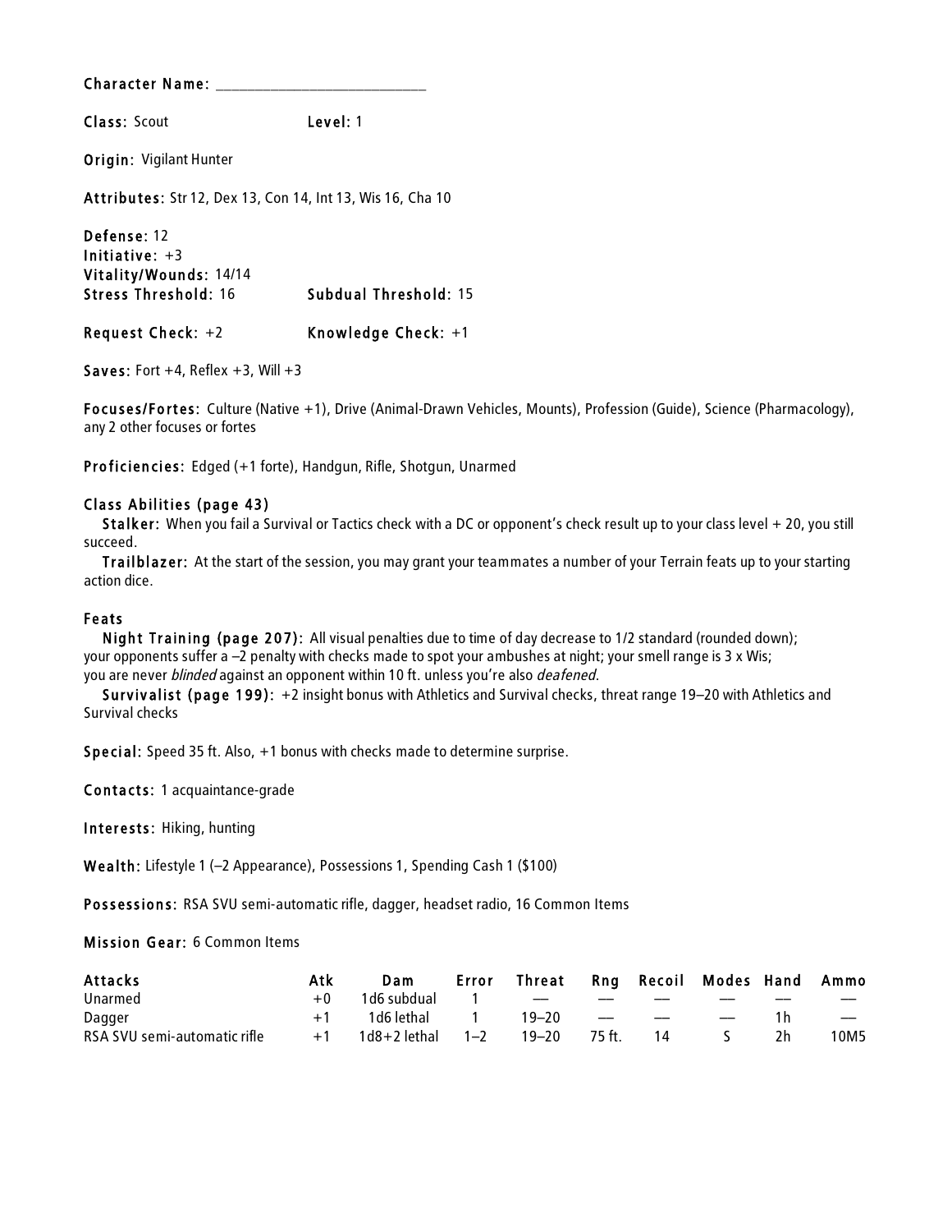**Character Name:** ___________________________

**Class:** Scout **Level:** 1

**Origin:** Vigilant Hunter

**Attributes:** Str 12, Dex 13, Con 14, Int 13, Wis 16, Cha 10

**Defense:** 12
**Initiative:** +3
**Vitality/Wounds:** 14/14
**Stress Threshold:** 16 **Subdual Threshold:** 15

**Request Check:** +2 **Knowledge Check:** +1

**Saves:** Fort +4, Reflex +3, Will +3

**Focuses/Fortes:** Culture (Native +1), Drive (Animal-Drawn Vehicles, Mounts), Profession (Guide), Science (Pharmacology), any 2 other focuses or fortes

**Proficiencies:** Edged (+1 forte), Handgun, Rifle, Shotgun, Unarmed

**Class Abilities (page 43)**

**Stalker:** When you fail a Survival or Tactics check with a DC or opponent's check result up to your class level + 20, you still succeed.

**Trailblazer:** At the start of the session, you may grant your teammates a number of your Terrain feats up to your starting action dice.

**Feats**

**Night Training (page 207):** All visual penalties due to time of day decrease to 1/2 standard (rounded down); your opponents suffer a –2 penalty with checks made to spot your ambushes at night; your smell range is 3 x Wis; you are never *blinded* against an opponent within 10 ft. unless you're also *deafened*.

**Survivalist (page 199):** +2 insight bonus with Athletics and Survival checks, threat range 19–20 with Athletics and Survival checks

**Special:** Speed 35 ft. Also, +1 bonus with checks made to determine surprise.

**Contacts:** 1 acquaintance-grade

**Interests:** Hiking, hunting

**Wealth:** Lifestyle 1 (–2 Appearance), Possessions 1, Spending Cash 1 ($100)

**Possessions:** RSA SVU semi-automatic rifle, dagger, headset radio, 16 Common Items

**Mission Gear:** 6 Common Items

| Attacks | Atk | Dam | Error | Threat | Rng | Recoil | Modes | Hand | Ammo |
|---|---|---|---|---|---|---|---|---|---|
| Unarmed | +0 | 1d6 subdual | 1 | — | — | — | — | — | — |
| Dagger | +1 | 1d6 lethal | 1 | 19–20 | — | — | — | 1h | — |
| RSA SVU semi-automatic rifle | +1 | 1d8+2 lethal | 1–2 | 19–20 | 75 ft. | 14 | S | 2h | 10M5 |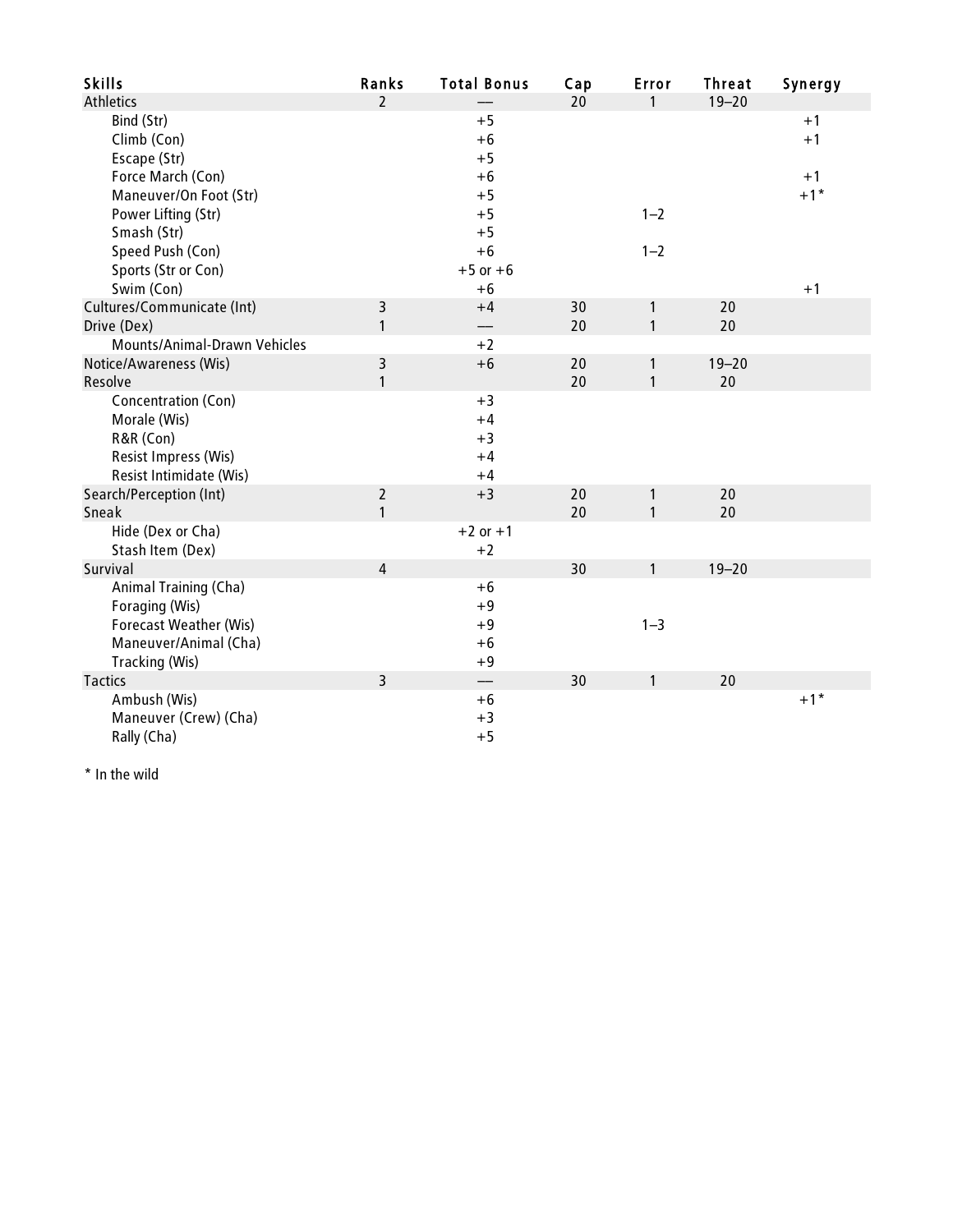| Skills | Ranks | Total Bonus | Cap | Error | Threat | Synergy |
|---|---|---|---|---|---|---|
| Athletics | 2 | — | 20 | 1 | 19–20 | |
| Bind (Str) | | +5 | | | | +1 |
| Climb (Con) | | +6 | | | | +1 |
| Escape (Str) | | +5 | | | | |
| Force March (Con) | | +6 | | | | +1 |
| Maneuver/On Foot (Str) | | +5 | | | | +1* |
| Power Lifting (Str) | | +5 | | 1–2 | | |
| Smash (Str) | | +5 | | | | |
| Speed Push (Con) | | +6 | | 1–2 | | |
| Sports (Str or Con) | | +5 or +6 | | | | |
| Swim (Con) | | +6 | | | | +1 |
| Cultures/Communicate (Int) | 3 | +4 | 30 | 1 | 20 | |
| Drive (Dex) | 1 | — | 20 | 1 | 20 | |
| Mounts/Animal-Drawn Vehicles | | +2 | | | | |
| Notice/Awareness (Wis) | 3 | +6 | 20 | 1 | 19–20 | |
| Resolve | 1 | | 20 | 1 | 20 | |
| Concentration (Con) | | +3 | | | | |
| Morale (Wis) | | +4 | | | | |
| R&R (Con) | | +3 | | | | |
| Resist Impress (Wis) | | +4 | | | | |
| Resist Intimidate (Wis) | | +4 | | | | |
| Search/Perception (Int) | 2 | +3 | 20 | 1 | 20 | |
| Sneak | 1 | | 20 | 1 | 20 | |
| Hide (Dex or Cha) | | +2 or +1 | | | | |
| Stash Item (Dex) | | +2 | | | | |
| Survival | 4 | | 30 | 1 | 19–20 | |
| Animal Training (Cha) | | +6 | | | | |
| Foraging (Wis) | | +9 | | | | |
| Forecast Weather (Wis) | | +9 | | 1–3 | | |
| Maneuver/Animal (Cha) | | +6 | | | | |
| Tracking (Wis) | | +9 | | | | |
| Tactics | 3 | — | 30 | 1 | 20 | |
| Ambush (Wis) | | +6 | | | | +1* |
| Maneuver (Crew) (Cha) | | +3 | | | | |
| Rally (Cha) | | +5 | | | | |

* In the wild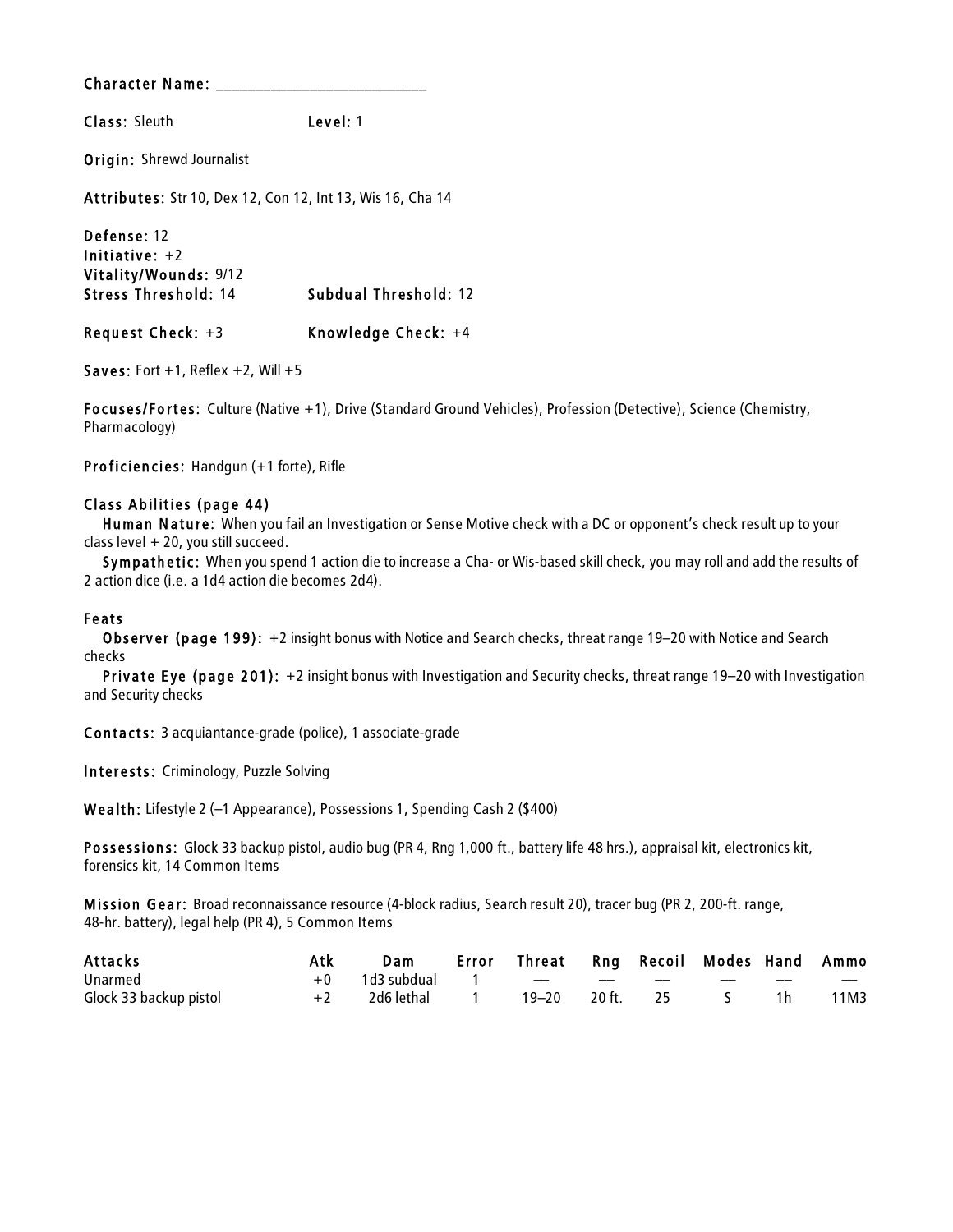**Character Name:** ____________________________

**Class:** Sleuth **Level:** 1

**Origin:** Shrewd Journalist

**Attributes:** Str 10, Dex 12, Con 12, Int 13, Wis 16, Cha 14

**Defense:** 12
**Initiative:** +2
**Vitality/Wounds:** 9/12
**Stress Threshold:** 14 **Subdual Threshold:** 12

**Request Check:** +3 **Knowledge Check:** +4

**Saves:** Fort +1, Reflex +2, Will +5

**Focuses/Fortes:** Culture (Native +1), Drive (Standard Ground Vehicles), Profession (Detective), Science (Chemistry, Pharmacology)

**Proficiencies:** Handgun (+1 forte), Rifle

**Class Abilities (page 44)**

**Human Nature:** When you fail an Investigation or Sense Motive check with a DC or opponent's check result up to your class level + 20, you still succeed.

**Sympathetic:** When you spend 1 action die to increase a Cha- or Wis-based skill check, you may roll and add the results of 2 action dice (i.e. a 1d4 action die becomes 2d4).

**Feats**

**Observer (page 199):** +2 insight bonus with Notice and Search checks, threat range 19–20 with Notice and Search checks

**Private Eye (page 201):** +2 insight bonus with Investigation and Security checks, threat range 19–20 with Investigation and Security checks

**Contacts:** 3 acquiantance-grade (police), 1 associate-grade

**Interests:** Criminology, Puzzle Solving

**Wealth:** Lifestyle 2 (–1 Appearance), Possessions 1, Spending Cash 2 ($400)

**Possessions:** Glock 33 backup pistol, audio bug (PR 4, Rng 1,000 ft., battery life 48 hrs.), appraisal kit, electronics kit, forensics kit, 14 Common Items

**Mission Gear:** Broad reconnaissance resource (4-block radius, Search result 20), tracer bug (PR 2, 200-ft. range, 48-hr. battery), legal help (PR 4), 5 Common Items

| Attacks | Atk | Dam | Error | Threat | Rng | Recoil | Modes | Hand | Ammo |
|---|---|---|---|---|---|---|---|---|---|
| Unarmed | +0 | 1d3 subdual | 1 | — | — | — | — | — | — |
| Glock 33 backup pistol | +2 | 2d6 lethal | 1 | 19–20 | 20 ft. | 25 | S | 1h | 11M3 |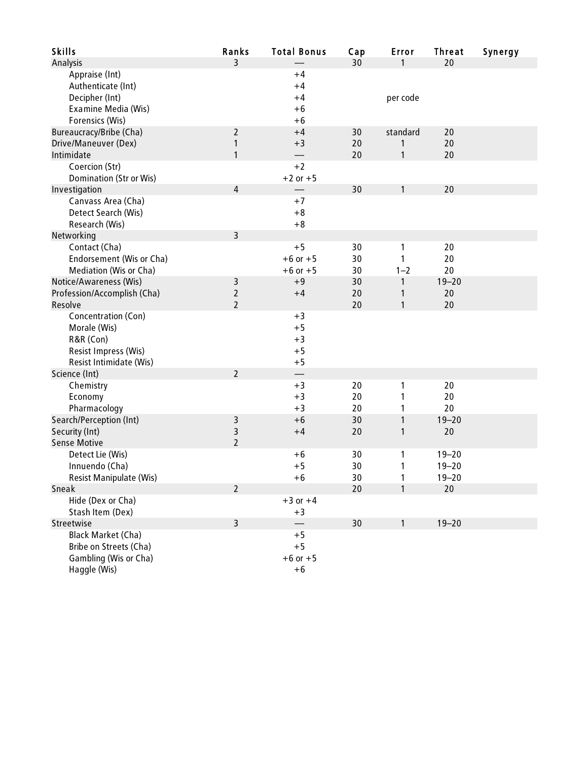| Skills | Ranks | Total Bonus | Cap | Error | Threat | Synergy |
|---|---|---|---|---|---|---|
| Analysis | 3 | — | 30 | 1 | 20 | |
| Appraise (Int) | | +4 | | | | |
| Authenticate (Int) | | +4 | | | | |
| Decipher (Int) | | +4 | | per code | | |
| Examine Media (Wis) | | +6 | | | | |
| Forensics (Wis) | | +6 | | | | |
| Bureaucracy/Bribe (Cha) | 2 | +4 | 30 | standard | 20 | |
| Drive/Maneuver (Dex) | 1 | +3 | 20 | 1 | 20 | |
| Intimidate | 1 | — | 20 | 1 | 20 | |
| Coercion (Str) | | +2 | | | | |
| Domination (Str or Wis) | | +2 or +5 | | | | |
| Investigation | 4 | — | 30 | 1 | 20 | |
| Canvass Area (Cha) | | +7 | | | | |
| Detect Search (Wis) | | +8 | | | | |
| Research (Wis) | | +8 | | | | |
| Networking | 3 | | | | | |
| Contact (Cha) | | +5 | 30 | 1 | 20 | |
| Endorsement (Wis or Cha) | | +6 or +5 | 30 | 1 | 20 | |
| Mediation (Wis or Cha) | | +6 or +5 | 30 | 1–2 | 20 | |
| Notice/Awareness (Wis) | 3 | +9 | 30 | 1 | 19–20 | |
| Profession/Accomplish (Cha) | 2 | +4 | 20 | 1 | 20 | |
| Resolve | 2 | | 20 | 1 | 20 | |
| Concentration (Con) | | +3 | | | | |
| Morale (Wis) | | +5 | | | | |
| R&R (Con) | | +3 | | | | |
| Resist Impress (Wis) | | +5 | | | | |
| Resist Intimidate (Wis) | | +5 | | | | |
| Science (Int) | 2 | — | | | | |
| Chemistry | | +3 | 20 | 1 | 20 | |
| Economy | | +3 | 20 | 1 | 20 | |
| Pharmacology | | +3 | 20 | 1 | 20 | |
| Search/Perception (Int) | 3 | +6 | 30 | 1 | 19–20 | |
| Security (Int) | 3 | +4 | 20 | 1 | 20 | |
| Sense Motive | 2 | | | | | |
| Detect Lie (Wis) | | +6 | 30 | 1 | 19–20 | |
| Innuendo (Cha) | | +5 | 30 | 1 | 19–20 | |
| Resist Manipulate (Wis) | | +6 | 30 | 1 | 19–20 | |
| Sneak | 2 | | 20 | 1 | 20 | |
| Hide (Dex or Cha) | | +3 or +4 | | | | |
| Stash Item (Dex) | | +3 | | | | |
| Streetwise | 3 | — | 30 | 1 | 19–20 | |
| Black Market (Cha) | | +5 | | | | |
| Bribe on Streets (Cha) | | +5 | | | | |
| Gambling (Wis or Cha) | | +6 or +5 | | | | |
| Haggle (Wis) | | +6 | | | | |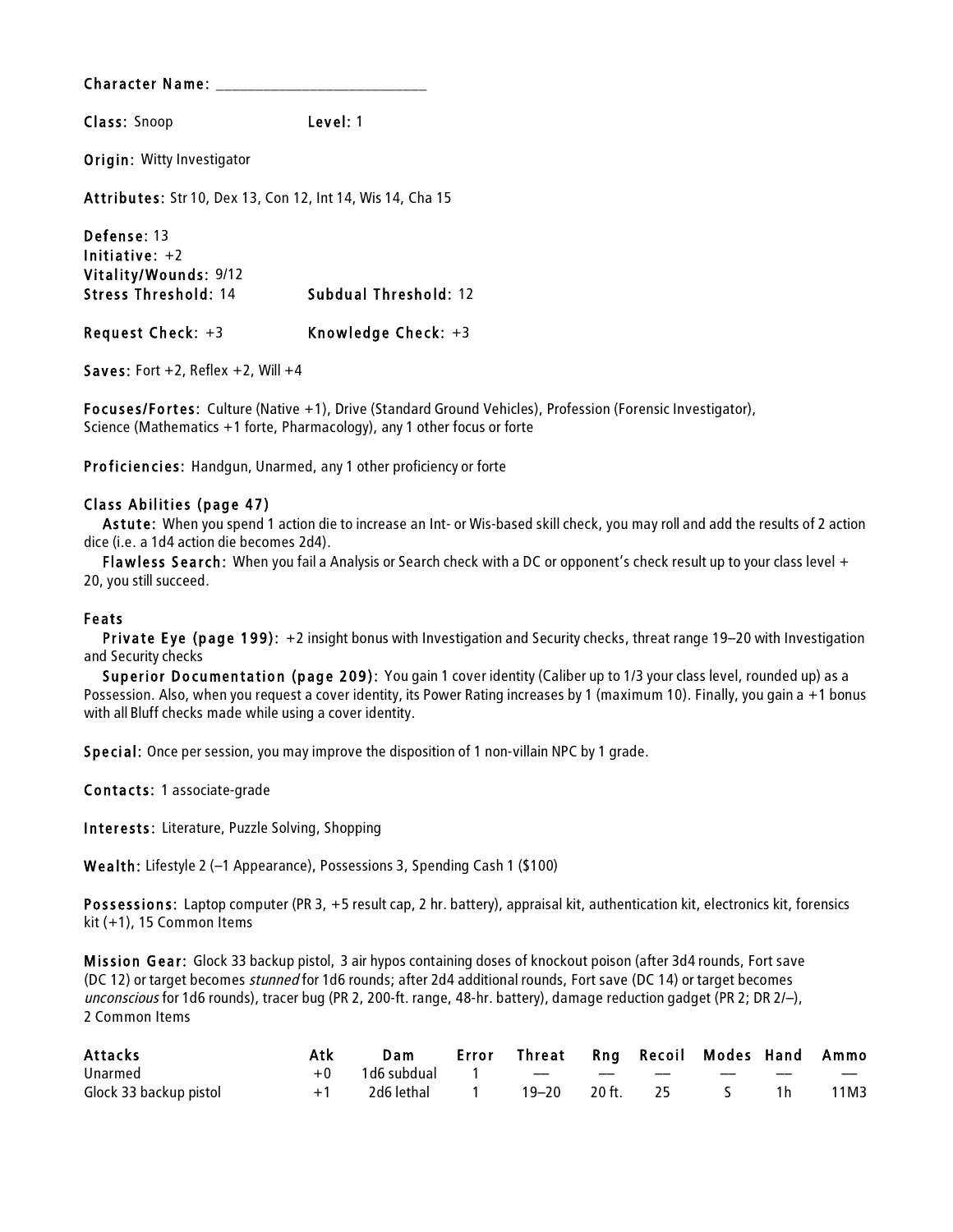**Character Name:** ___________________________

**Class:** Snoop **Level:** 1

**Origin:** Witty Investigator

**Attributes:** Str 10, Dex 13, Con 12, Int 14, Wis 14, Cha 15

**Defense:** 13
**Initiative:** +2
**Vitality/Wounds:** 9/12
**Stress Threshold:** 14 **Subdual Threshold:** 12

**Request Check:** +3 **Knowledge Check:** +3

**Saves:** Fort +2, Reflex +2, Will +4

**Focuses/Fortes:** Culture (Native +1), Drive (Standard Ground Vehicles), Profession (Forensic Investigator), Science (Mathematics +1 forte, Pharmacology), any 1 other focus or forte

**Proficiencies:** Handgun, Unarmed, any 1 other proficiency or forte

### Class Abilities (page 47)

**Astute:** When you spend 1 action die to increase an Int- or Wis-based skill check, you may roll and add the results of 2 action dice (i.e. a 1d4 action die becomes 2d4).

**Flawless Search:** When you fail a Analysis or Search check with a DC or opponent's check result up to your class level + 20, you still succeed.

### Feats

**Private Eye (page 199):** +2 insight bonus with Investigation and Security checks, threat range 19–20 with Investigation and Security checks

**Superior Documentation (page 209):** You gain 1 cover identity (Caliber up to 1/3 your class level, rounded up) as a Possession. Also, when you request a cover identity, its Power Rating increases by 1 (maximum 10). Finally, you gain a +1 bonus with all Bluff checks made while using a cover identity.

**Special:** Once per session, you may improve the disposition of 1 non-villain NPC by 1 grade.

**Contacts:** 1 associate-grade

**Interests:** Literature, Puzzle Solving, Shopping

**Wealth:** Lifestyle 2 (–1 Appearance), Possessions 3, Spending Cash 1 ($100)

**Possessions:** Laptop computer (PR 3, +5 result cap, 2 hr. battery), appraisal kit, authentication kit, electronics kit, forensics kit (+1), 15 Common Items

**Mission Gear:** Glock 33 backup pistol, 3 air hypos containing doses of knockout poison (after 3d4 rounds, Fort save (DC 12) or target becomes *stunned* for 1d6 rounds; after 2d4 additional rounds, Fort save (DC 14) or target becomes *unconscious* for 1d6 rounds), tracer bug (PR 2, 200-ft. range, 48-hr. battery), damage reduction gadget (PR 2; DR 2/–), 2 Common Items

| Attacks | Atk | Dam | Error | Threat | Rng | Recoil | Modes | Hand | Ammo |
|---|---|---|---|---|---|---|---|---|---|
| Unarmed | +0 | 1d6 subdual | 1 | — | — | — | — | — | — |
| Glock 33 backup pistol | +1 | 2d6 lethal | 1 | 19–20 | 20 ft. | 25 | S | 1h | 11M3 |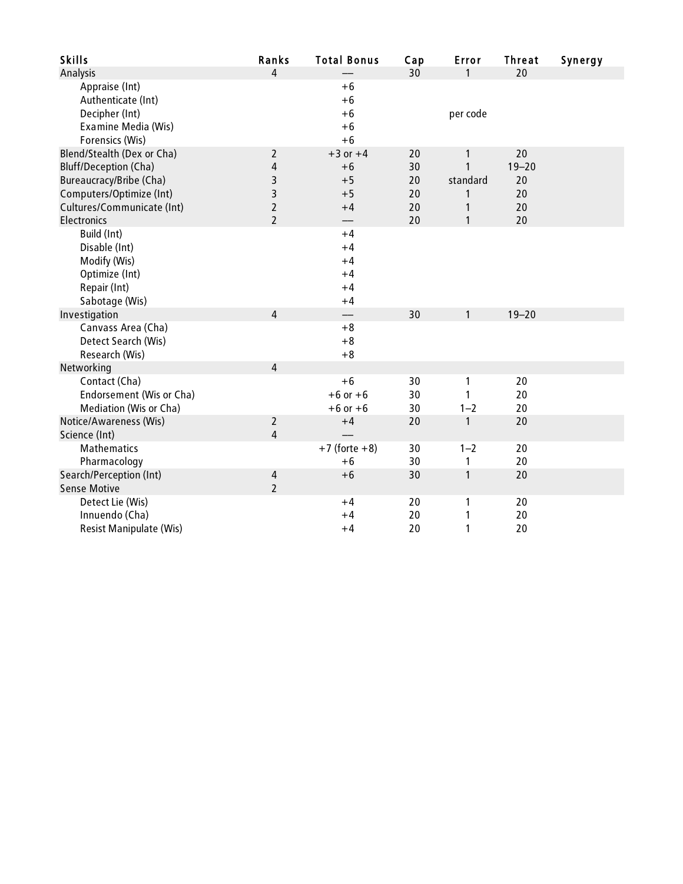| Skills | Ranks | Total Bonus | Cap | Error | Threat | Synergy |
|---|---|---|---|---|---|---|
| Analysis | 4 | — | 30 | 1 | 20 | |
| Appraise (Int) | | +6 | | | | |
| Authenticate (Int) | | +6 | | | | |
| Decipher (Int) | | +6 | | per code | | |
| Examine Media (Wis) | | +6 | | | | |
| Forensics (Wis) | | +6 | | | | |
| Blend/Stealth (Dex or Cha) | 2 | +3 or +4 | 20 | 1 | 20 | |
| Bluff/Deception (Cha) | 4 | +6 | 30 | 1 | 19–20 | |
| Bureaucracy/Bribe (Cha) | 3 | +5 | 20 | standard | 20 | |
| Computers/Optimize (Int) | 3 | +5 | 20 | 1 | 20 | |
| Cultures/Communicate (Int) | 2 | +4 | 20 | 1 | 20 | |
| Electronics | 2 | — | 20 | 1 | 20 | |
| Build (Int) | | +4 | | | | |
| Disable (Int) | | +4 | | | | |
| Modify (Wis) | | +4 | | | | |
| Optimize (Int) | | +4 | | | | |
| Repair (Int) | | +4 | | | | |
| Sabotage (Wis) | | +4 | | | | |
| Investigation | 4 | — | 30 | 1 | 19–20 | |
| Canvass Area (Cha) | | +8 | | | | |
| Detect Search (Wis) | | +8 | | | | |
| Research (Wis) | | +8 | | | | |
| Networking | 4 | | | | | |
| Contact (Cha) | | +6 | 30 | 1 | 20 | |
| Endorsement (Wis or Cha) | | +6 or +6 | 30 | 1 | 20 | |
| Mediation (Wis or Cha) | | +6 or +6 | 30 | 1–2 | 20 | |
| Notice/Awareness (Wis) | 2 | +4 | 20 | 1 | 20 | |
| Science (Int) | 4 | — | | | | |
| Mathematics | | +7 (forte +8) | 30 | 1–2 | 20 | |
| Pharmacology | | +6 | 30 | 1 | 20 | |
| Search/Perception (Int) | 4 | +6 | 30 | 1 | 20 | |
| Sense Motive | 2 | | | | | |
| Detect Lie (Wis) | | +4 | 20 | 1 | 20 | |
| Innuendo (Cha) | | +4 | 20 | 1 | 20 | |
| Resist Manipulate (Wis) | | +4 | 20 | 1 | 20 | |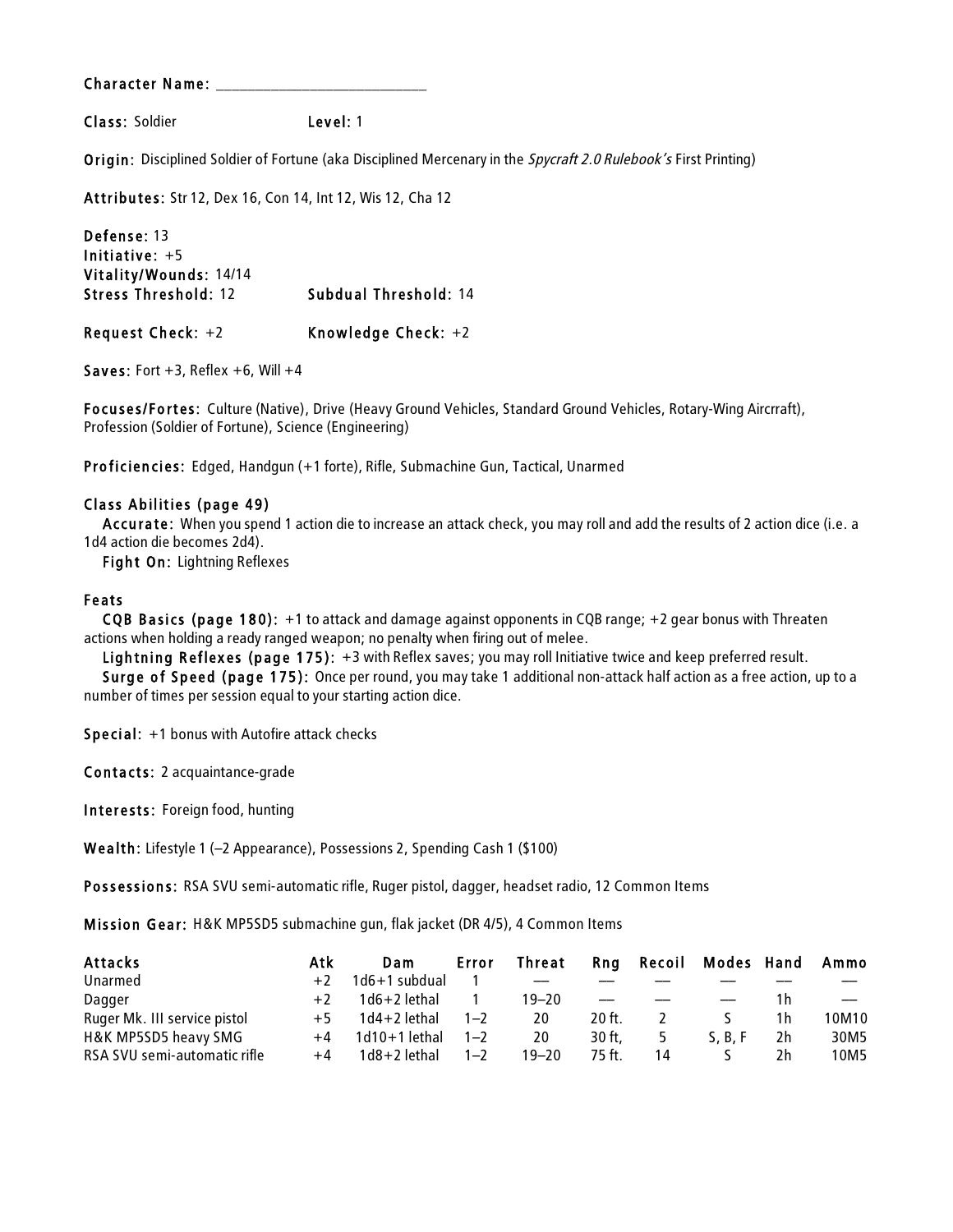**Character Name:** ____________________________

**Class:** Soldier **Level:** 1

**Origin:** Disciplined Soldier of Fortune (aka Disciplined Mercenary in the *Spycraft 2.0 Rulebook's* First Printing)

**Attributes:** Str 12, Dex 16, Con 14, Int 12, Wis 12, Cha 12

**Defense:** 13
**Initiative:** +5
**Vitality/Wounds:** 14/14
**Stress Threshold:** 12 **Subdual Threshold:** 14

**Request Check:** +2 **Knowledge Check:** +2

**Saves:** Fort +3, Reflex +6, Will +4

**Focuses/Fortes:** Culture (Native), Drive (Heavy Ground Vehicles, Standard Ground Vehicles, Rotary-Wing Aircrraft), Profession (Soldier of Fortune), Science (Engineering)

**Proficiencies:** Edged, Handgun (+1 forte), Rifle, Submachine Gun, Tactical, Unarmed

### Class Abilities (page 49)

**Accurate:** When you spend 1 action die to increase an attack check, you may roll and add the results of 2 action dice (i.e. a 1d4 action die becomes 2d4).

**Fight On:** Lightning Reflexes

### Feats

**CQB Basics (page 180):** +1 to attack and damage against opponents in CQB range; +2 gear bonus with Threaten actions when holding a ready ranged weapon; no penalty when firing out of melee.

**Lightning Reflexes (page 175):** +3 with Reflex saves; you may roll Initiative twice and keep preferred result.

**Surge of Speed (page 175):** Once per round, you may take 1 additional non-attack half action as a free action, up to a number of times per session equal to your starting action dice.

**Special:** +1 bonus with Autofire attack checks

**Contacts:** 2 acquaintance-grade

**Interests:** Foreign food, hunting

**Wealth:** Lifestyle 1 (–2 Appearance), Possessions 2, Spending Cash 1 ($100)

**Possessions:** RSA SVU semi-automatic rifle, Ruger pistol, dagger, headset radio, 12 Common Items

**Mission Gear:** H&K MP5SD5 submachine gun, flak jacket (DR 4/5), 4 Common Items

| Attacks | Atk | Dam | Error | Threat | Rng | Recoil | Modes | Hand | Ammo |
|---|---|---|---|---|---|---|---|---|---|
| Unarmed | +2 | 1d6+1 subdual | 1 | — | — | — | — | — | — |
| Dagger | +2 | 1d6+2 lethal | 1 | 19–20 | — | — | — | 1h | — |
| Ruger Mk. III service pistol | +5 | 1d4+2 lethal | 1–2 | 20 | 20 ft. | 2 | S | 1h | 10M10 |
| H&K MP5SD5 heavy SMG | +4 | 1d10+1 lethal | 1–2 | 20 | 30 ft, | 5 | S, B, F | 2h | 30M5 |
| RSA SVU semi-automatic rifle | +4 | 1d8+2 lethal | 1–2 | 19–20 | 75 ft. | 14 | S | 2h | 10M5 |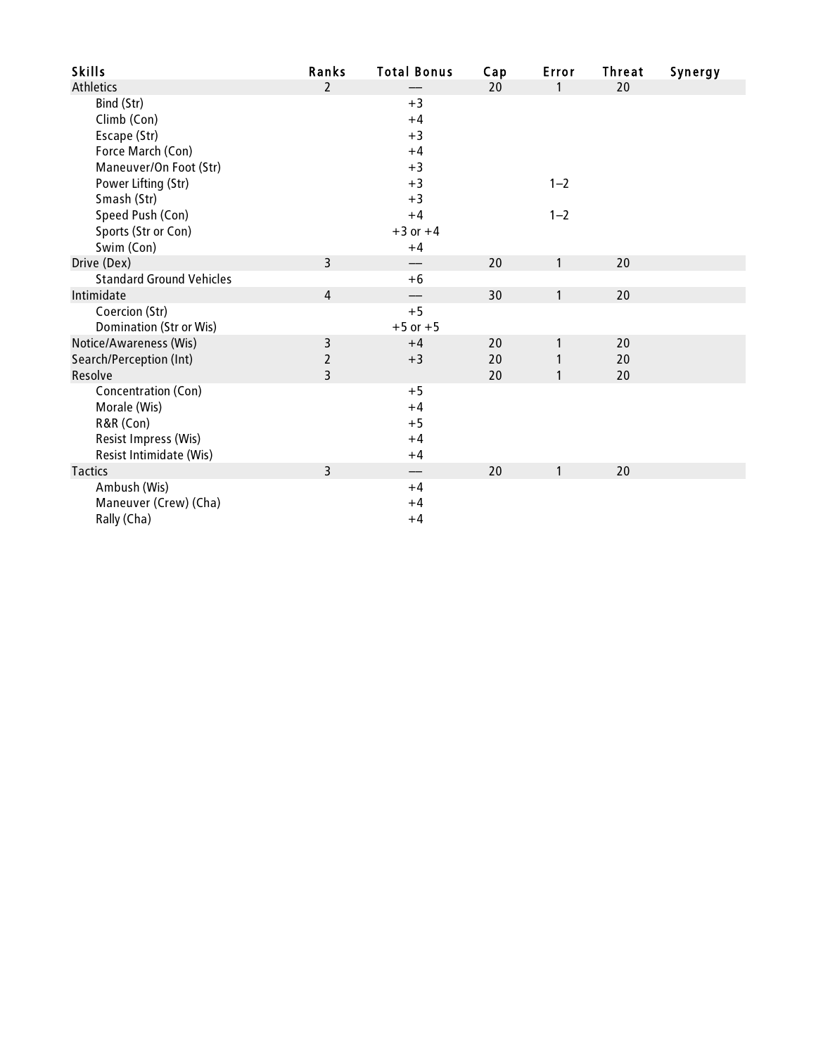| Skills | Ranks | Total Bonus | Cap | Error | Threat | Synergy |
|---|---|---|---|---|---|---|
| Athletics | 2 | — | 20 | 1 | 20 | |
| Bind (Str) | | +3 | | | | |
| Climb (Con) | | +4 | | | | |
| Escape (Str) | | +3 | | | | |
| Force March (Con) | | +4 | | | | |
| Maneuver/On Foot (Str) | | +3 | | | | |
| Power Lifting (Str) | | +3 | | 1–2 | | |
| Smash (Str) | | +3 | | | | |
| Speed Push (Con) | | +4 | | 1–2 | | |
| Sports (Str or Con) | | +3 or +4 | | | | |
| Swim (Con) | | +4 | | | | |
| Drive (Dex) | 3 | — | 20 | 1 | 20 | |
| Standard Ground Vehicles | | +6 | | | | |
| Intimidate | 4 | — | 30 | 1 | 20 | |
| Coercion (Str) | | +5 | | | | |
| Domination (Str or Wis) | | +5 or +5 | | | | |
| Notice/Awareness (Wis) | 3 | +4 | 20 | 1 | 20 | |
| Search/Perception (Int) | 2 | +3 | 20 | 1 | 20 | |
| Resolve | 3 | | 20 | 1 | 20 | |
| Concentration (Con) | | +5 | | | | |
| Morale (Wis) | | +4 | | | | |
| R&R (Con) | | +5 | | | | |
| Resist Impress (Wis) | | +4 | | | | |
| Resist Intimidate (Wis) | | +4 | | | | |
| Tactics | 3 | — | 20 | 1 | 20 | |
| Ambush (Wis) | | +4 | | | | |
| Maneuver (Crew) (Cha) | | +4 | | | | |
| Rally (Cha) | | +4 | | | | |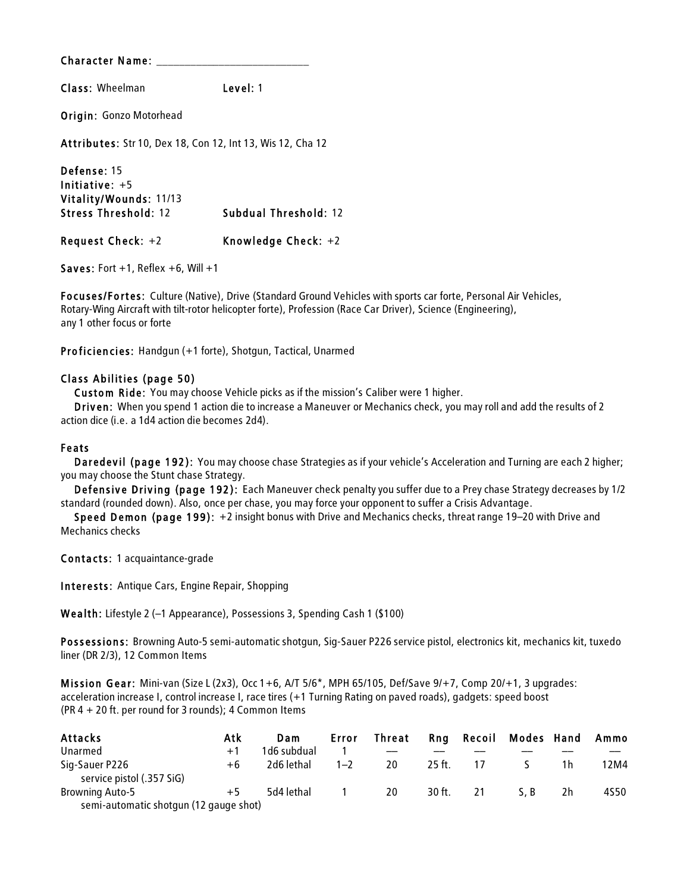**Character Name:** ____________________________

**Class:** Wheelman **Level:** 1

**Origin:** Gonzo Motorhead

**Attributes:** Str 10, Dex 18, Con 12, Int 13, Wis 12, Cha 12

**Defense:** 15
**Initiative:** +5
**Vitality/Wounds:** 11/13
**Stress Threshold:** 12 **Subdual Threshold:** 12

**Request Check:** +2 **Knowledge Check:** +2

**Saves:** Fort +1, Reflex +6, Will +1

**Focuses/Fortes:** Culture (Native), Drive (Standard Ground Vehicles with sports car forte, Personal Air Vehicles, Rotary-Wing Aircraft with tilt-rotor helicopter forte), Profession (Race Car Driver), Science (Engineering), any 1 other focus or forte

**Proficiencies:** Handgun (+1 forte), Shotgun, Tactical, Unarmed

**Class Abilities (page 50)**

**Custom Ride:** You may choose Vehicle picks as if the mission's Caliber were 1 higher.

**Driven:** When you spend 1 action die to increase a Maneuver or Mechanics check, you may roll and add the results of 2 action dice (i.e. a 1d4 action die becomes 2d4).

**Feats**

**Daredevil (page 192):** You may choose chase Strategies as if your vehicle's Acceleration and Turning are each 2 higher; you may choose the Stunt chase Strategy.

**Defensive Driving (page 192):** Each Maneuver check penalty you suffer due to a Prey chase Strategy decreases by 1/2 standard (rounded down). Also, once per chase, you may force your opponent to suffer a Crisis Advantage.

**Speed Demon (page 199):** +2 insight bonus with Drive and Mechanics checks, threat range 19–20 with Drive and Mechanics checks

**Contacts:** 1 acquaintance-grade

**Interests:** Antique Cars, Engine Repair, Shopping

**Wealth:** Lifestyle 2 (–1 Appearance), Possessions 3, Spending Cash 1 ($100)

**Possessions:** Browning Auto-5 semi-automatic shotgun, Sig-Sauer P226 service pistol, electronics kit, mechanics kit, tuxedo liner (DR 2/3), 12 Common Items

**Mission Gear:** Mini-van (Size L (2x3), Occ 1+6, A/T 5/6*, MPH 65/105, Def/Save 9/+7, Comp 20/+1, 3 upgrades: acceleration increase I, control increase I, race tires (+1 Turning Rating on paved roads), gadgets: speed boost (PR 4 + 20 ft. per round for 3 rounds); 4 Common Items

| Attacks | Atk | Dam | Error | Threat | Rng | Recoil | Modes | Hand | Ammo |
|---|---|---|---|---|---|---|---|---|---|
| Unarmed | +1 | 1d6 subdual | 1 | — | — | — | — | — | — |
| Sig-Sauer P226 service pistol (.357 SiG) | +6 | 2d6 lethal | 1–2 | 20 | 25 ft. | 17 | S | 1h | 12M4 |
| Browning Auto-5 semi-automatic shotgun (12 gauge shot) | +5 | 5d4 lethal | 1 | 20 | 30 ft. | 21 | S, B | 2h | 4S50 |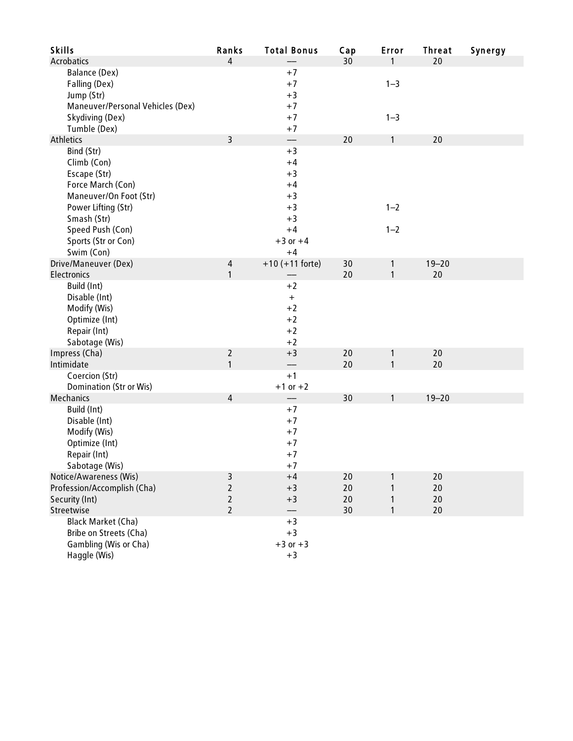| Skills | Ranks | Total Bonus | Cap | Error | Threat | Synergy |
|---|---|---|---|---|---|---|
| Acrobatics | 4 | — | 30 | 1 | 20 | |
| Balance (Dex) | | +7 | | | | |
| Falling (Dex) | | +7 | | 1–3 | | |
| Jump (Str) | | +3 | | | | |
| Maneuver/Personal Vehicles (Dex) | | +7 | | | | |
| Skydiving (Dex) | | +7 | | 1–3 | | |
| Tumble (Dex) | | +7 | | | | |
| Athletics | 3 | — | 20 | 1 | 20 | |
| Bind (Str) | | +3 | | | | |
| Climb (Con) | | +4 | | | | |
| Escape (Str) | | +3 | | | | |
| Force March (Con) | | +4 | | | | |
| Maneuver/On Foot (Str) | | +3 | | | | |
| Power Lifting (Str) | | +3 | | 1–2 | | |
| Smash (Str) | | +3 | | | | |
| Speed Push (Con) | | +4 | | 1–2 | | |
| Sports (Str or Con) | | +3 or +4 | | | | |
| Swim (Con) | | +4 | | | | |
| Drive/Maneuver (Dex) | 4 | +10 (+11 forte) | 30 | 1 | 19–20 | |
| Electronics | 1 | — | 20 | 1 | 20 | |
| Build (Int) | | +2 | | | | |
| Disable (Int) | | + | | | | |
| Modify (Wis) | | +2 | | | | |
| Optimize (Int) | | +2 | | | | |
| Repair (Int) | | +2 | | | | |
| Sabotage (Wis) | | +2 | | | | |
| Impress (Cha) | 2 | +3 | 20 | 1 | 20 | |
| Intimidate | 1 | — | 20 | 1 | 20 | |
| Coercion (Str) | | +1 | | | | |
| Domination (Str or Wis) | | +1 or +2 | | | | |
| Mechanics | 4 | — | 30 | 1 | 19–20 | |
| Build (Int) | | +7 | | | | |
| Disable (Int) | | +7 | | | | |
| Modify (Wis) | | +7 | | | | |
| Optimize (Int) | | +7 | | | | |
| Repair (Int) | | +7 | | | | |
| Sabotage (Wis) | | +7 | | | | |
| Notice/Awareness (Wis) | 3 | +4 | 20 | 1 | 20 | |
| Profession/Accomplish (Cha) | 2 | +3 | 20 | 1 | 20 | |
| Security (Int) | 2 | +3 | 20 | 1 | 20 | |
| Streetwise | 2 | — | 30 | 1 | 20 | |
| Black Market (Cha) | | +3 | | | | |
| Bribe on Streets (Cha) | | +3 | | | | |
| Gambling (Wis or Cha) | | +3 or +3 | | | | |
| Haggle (Wis) | | +3 | | | | |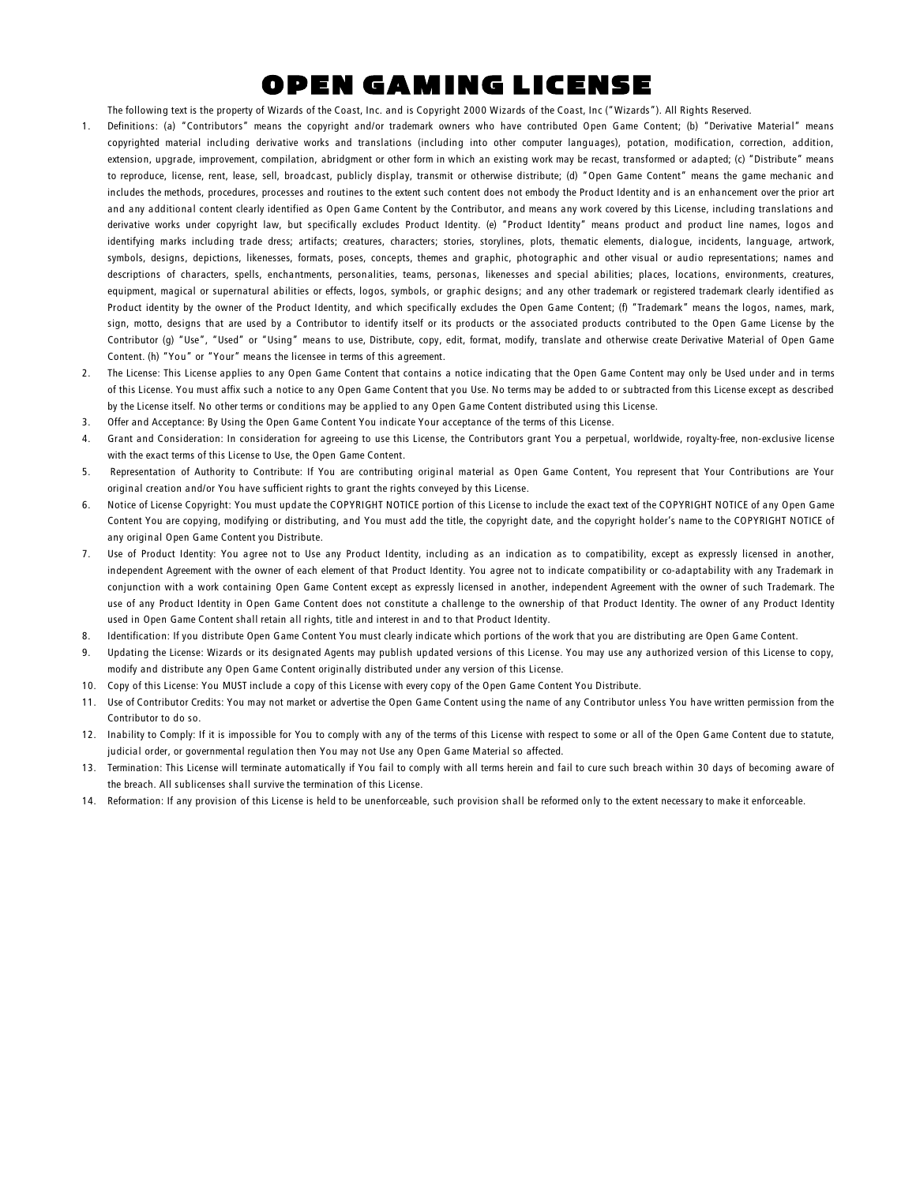# OPEN GAMING LICENSE

The following text is the property of Wizards of the Coast, Inc. and is Copyright 2000 Wizards of the Coast, Inc ("Wizards"). All Rights Reserved.

1. Definitions: (a) "Contributors" means the copyright and/or trademark owners who have contributed Open Game Content; (b) "Derivative Material" means copyrighted material including derivative works and translations (including into other computer languages), potation, modification, correction, addition, extension, upgrade, improvement, compilation, abridgment or other form in which an existing work may be recast, transformed or adapted; (c) "Distribute" means to reproduce, license, rent, lease, sell, broadcast, publicly display, transmit or otherwise distribute; (d) "Open Game Content" means the game mechanic and includes the methods, procedures, processes and routines to the extent such content does not embody the Product Identity and is an enhancement over the prior art and any additional content clearly identified as Open Game Content by the Contributor, and means any work covered by this License, including translations and derivative works under copyright law, but specifically excludes Product Identity. (e) "Product Identity" means product and product line names, logos and identifying marks including trade dress; artifacts; creatures, characters; stories, storylines, plots, thematic elements, dialogue, incidents, language, artwork, symbols, designs, depictions, likenesses, formats, poses, concepts, themes and graphic, photographic and other visual or audio representations; names and descriptions of characters, spells, enchantments, personalities, teams, personas, likenesses and special abilities; places, locations, environments, creatures, equipment, magical or supernatural abilities or effects, logos, symbols, or graphic designs; and any other trademark or registered trademark clearly identified as Product identity by the owner of the Product Identity, and which specifically excludes the Open Game Content; (f) "Trademark" means the logos, names, mark, sign, motto, designs that are used by a Contributor to identify itself or its products or the associated products contributed to the Open Game License by the Contributor (g) "Use", "Used" or "Using" means to use, Distribute, copy, edit, format, modify, translate and otherwise create Derivative Material of Open Game Content. (h) "You" or "Your" means the licensee in terms of this agreement.
2. The License: This License applies to any Open Game Content that contains a notice indicating that the Open Game Content may only be Used under and in terms of this License. You must affix such a notice to any Open Game Content that you Use. No terms may be added to or subtracted from this License except as described by the License itself. No other terms or conditions may be applied to any Open Game Content distributed using this License.
3. Offer and Acceptance: By Using the Open Game Content You indicate Your acceptance of the terms of this License.
4. Grant and Consideration: In consideration for agreeing to use this License, the Contributors grant You a perpetual, worldwide, royalty-free, non-exclusive license with the exact terms of this License to Use, the Open Game Content.
5. Representation of Authority to Contribute: If You are contributing original material as Open Game Content, You represent that Your Contributions are Your original creation and/or You have sufficient rights to grant the rights conveyed by this License.
6. Notice of License Copyright: You must update the COPYRIGHT NOTICE portion of this License to include the exact text of the COPYRIGHT NOTICE of any Open Game Content You are copying, modifying or distributing, and You must add the title, the copyright date, and the copyright holder's name to the COPYRIGHT NOTICE of any original Open Game Content you Distribute.
7. Use of Product Identity: You agree not to Use any Product Identity, including as an indication as to compatibility, except as expressly licensed in another, independent Agreement with the owner of each element of that Product Identity. You agree not to indicate compatibility or co-adaptability with any Trademark in conjunction with a work containing Open Game Content except as expressly licensed in another, independent Agreement with the owner of such Trademark. The use of any Product Identity in Open Game Content does not constitute a challenge to the ownership of that Product Identity. The owner of any Product Identity used in Open Game Content shall retain all rights, title and interest in and to that Product Identity.
8. Identification: If you distribute Open Game Content You must clearly indicate which portions of the work that you are distributing are Open Game Content.
9. Updating the License: Wizards or its designated Agents may publish updated versions of this License. You may use any authorized version of this License to copy, modify and distribute any Open Game Content originally distributed under any version of this License.
10. Copy of this License: You MUST include a copy of this License with every copy of the Open Game Content You Distribute.
11. Use of Contributor Credits: You may not market or advertise the Open Game Content using the name of any Contributor unless You have written permission from the Contributor to do so.
12. Inability to Comply: If it is impossible for You to comply with any of the terms of this License with respect to some or all of the Open Game Content due to statute, judicial order, or governmental regulation then You may not Use any Open Game Material so affected.
13. Termination: This License will terminate automatically if You fail to comply with all terms herein and fail to cure such breach within 30 days of becoming aware of the breach. All sublicenses shall survive the termination of this License.
14. Reformation: If any provision of this License is held to be unenforceable, such provision shall be reformed only to the extent necessary to make it enforceable.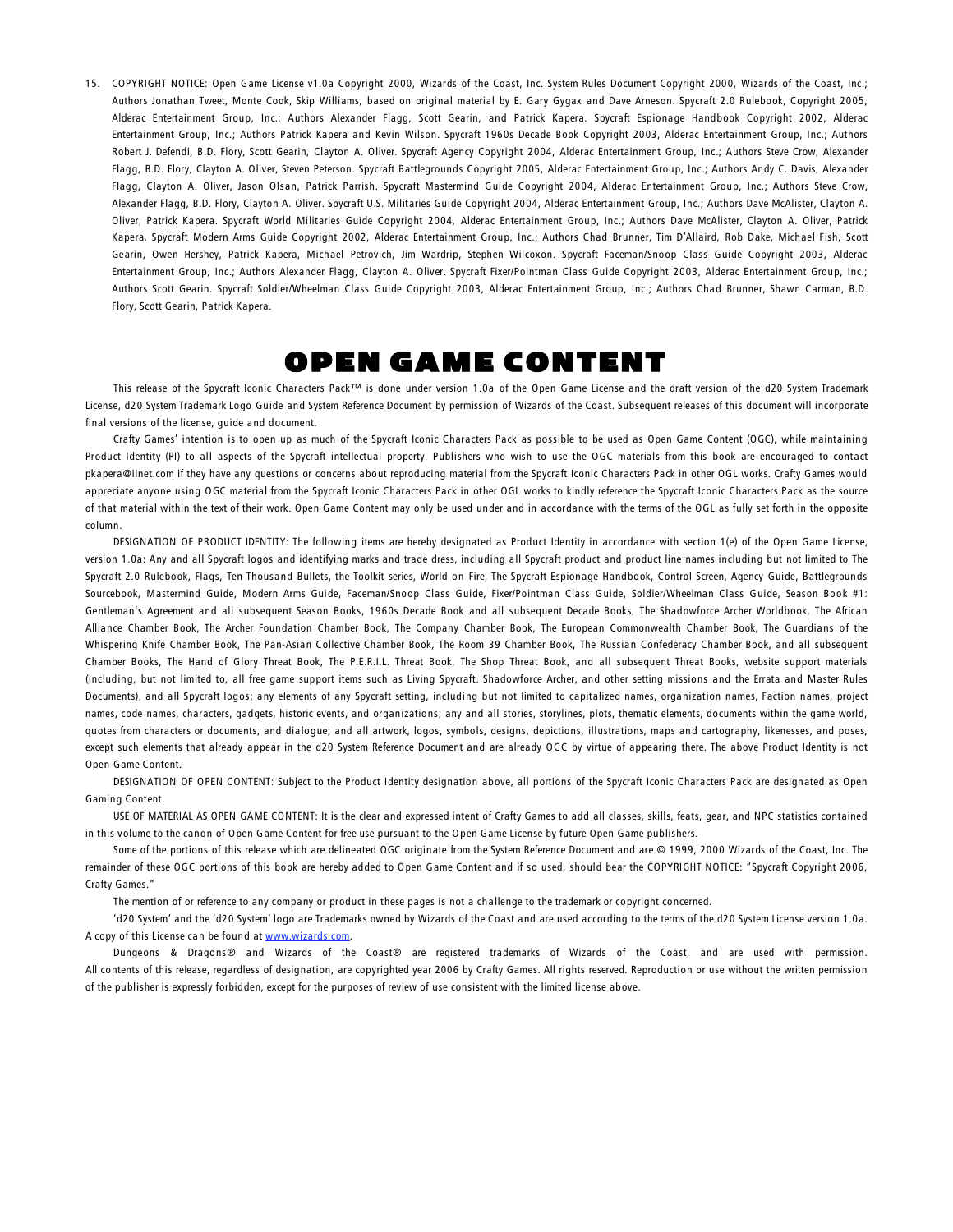15. COPYRIGHT NOTICE: Open Game License v1.0a Copyright 2000, Wizards of the Coast, Inc. System Rules Document Copyright 2000, Wizards of the Coast, Inc.; Authors Jonathan Tweet, Monte Cook, Skip Williams, based on original material by E. Gary Gygax and Dave Arneson. Spycraft 2.0 Rulebook, Copyright 2005, Alderac Entertainment Group, Inc.; Authors Alexander Flagg, Scott Gearin, and Patrick Kapera. Spycraft Espionage Handbook Copyright 2002, Alderac Entertainment Group, Inc.; Authors Patrick Kapera and Kevin Wilson. Spycraft 1960s Decade Book Copyright 2003, Alderac Entertainment Group, Inc.; Authors Robert J. Defendi, B.D. Flory, Scott Gearin, Clayton A. Oliver. Spycraft Agency Copyright 2004, Alderac Entertainment Group, Inc.; Authors Steve Crow, Alexander Flagg, B.D. Flory, Clayton A. Oliver, Steven Peterson. Spycraft Battlegrounds Copyright 2005, Alderac Entertainment Group, Inc.; Authors Andy C. Davis, Alexander Flagg, Clayton A. Oliver, Jason Olsan, Patrick Parrish. Spycraft Mastermind Guide Copyright 2004, Alderac Entertainment Group, Inc.; Authors Steve Crow, Alexander Flagg, B.D. Flory, Clayton A. Oliver. Spycraft U.S. Militaries Guide Copyright 2004, Alderac Entertainment Group, Inc.; Authors Dave McAlister, Clayton A. Oliver, Patrick Kapera. Spycraft World Militaries Guide Copyright 2004, Alderac Entertainment Group, Inc.; Authors Dave McAlister, Clayton A. Oliver, Patrick Kapera. Spycraft Modern Arms Guide Copyright 2002, Alderac Entertainment Group, Inc.; Authors Chad Brunner, Tim D'Allaird, Rob Dake, Michael Fish, Scott Gearin, Owen Hershey, Patrick Kapera, Michael Petrovich, Jim Wardrip, Stephen Wilcoxon. Spycraft Faceman/Snoop Class Guide Copyright 2003, Alderac Entertainment Group, Inc.; Authors Alexander Flagg, Clayton A. Oliver. Spycraft Fixer/Pointman Class Guide Copyright 2003, Alderac Entertainment Group, Inc.; Authors Scott Gearin. Spycraft Soldier/Wheelman Class Guide Copyright 2003, Alderac Entertainment Group, Inc.; Authors Chad Brunner, Shawn Carman, B.D. Flory, Scott Gearin, Patrick Kapera.

# OPEN GAME CONTENT

This release of the Spycraft Iconic Characters Pack™ is done under version 1.0a of the Open Game License and the draft version of the d20 System Trademark License, d20 System Trademark Logo Guide and System Reference Document by permission of Wizards of the Coast. Subsequent releases of this document will incorporate final versions of the license, guide and document.

Crafty Games' intention is to open up as much of the Spycraft Iconic Characters Pack as possible to be used as Open Game Content (OGC), while maintaining Product Identity (PI) to all aspects of the Spycraft intellectual property. Publishers who wish to use the OGC materials from this book are encouraged to contact pkapera@iinet.com if they have any questions or concerns about reproducing material from the Spycraft Iconic Characters Pack in other OGL works. Crafty Games would appreciate anyone using OGC material from the Spycraft Iconic Characters Pack in other OGL works to kindly reference the Spycraft Iconic Characters Pack as the source of that material within the text of their work. Open Game Content may only be used under and in accordance with the terms of the OGL as fully set forth in the opposite column.

DESIGNATION OF PRODUCT IDENTITY: The following items are hereby designated as Product Identity in accordance with section 1(e) of the Open Game License, version 1.0a: Any and all Spycraft logos and identifying marks and trade dress, including all Spycraft product and product line names including but not limited to The Spycraft 2.0 Rulebook, Flags, Ten Thousand Bullets, the Toolkit series, World on Fire, The Spycraft Espionage Handbook, Control Screen, Agency Guide, Battlegrounds Sourcebook, Mastermind Guide, Modern Arms Guide, Faceman/Snoop Class Guide, Fixer/Pointman Class Guide, Soldier/Wheelman Class Guide, Season Book #1: Gentleman's Agreement and all subsequent Season Books, 1960s Decade Book and all subsequent Decade Books, The Shadowforce Archer Worldbook, The African Alliance Chamber Book, The Archer Foundation Chamber Book, The Company Chamber Book, The European Commonwealth Chamber Book, The Guardians of the Whispering Knife Chamber Book, The Pan-Asian Collective Chamber Book, The Room 39 Chamber Book, The Russian Confederacy Chamber Book, and all subsequent Chamber Books, The Hand of Glory Threat Book, The P.E.R.I.L. Threat Book, The Shop Threat Book, and all subsequent Threat Books, website support materials (including, but not limited to, all free game support items such as Living Spycraft. Shadowforce Archer, and other setting missions and the Errata and Master Rules Documents), and all Spycraft logos; any elements of any Spycraft setting, including but not limited to capitalized names, organization names, Faction names, project names, code names, characters, gadgets, historic events, and organizations; any and all stories, storylines, plots, thematic elements, documents within the game world, quotes from characters or documents, and dialogue; and all artwork, logos, symbols, designs, depictions, illustrations, maps and cartography, likenesses, and poses, except such elements that already appear in the d20 System Reference Document and are already OGC by virtue of appearing there. The above Product Identity is not Open Game Content.

DESIGNATION OF OPEN CONTENT: Subject to the Product Identity designation above, all portions of the Spycraft Iconic Characters Pack are designated as Open Gaming Content.

USE OF MATERIAL AS OPEN GAME CONTENT: It is the clear and expressed intent of Crafty Games to add all classes, skills, feats, gear, and NPC statistics contained in this volume to the canon of Open Game Content for free use pursuant to the Open Game License by future Open Game publishers.

Some of the portions of this release which are delineated OGC originate from the System Reference Document and are © 1999, 2000 Wizards of the Coast, Inc. The remainder of these OGC portions of this book are hereby added to Open Game Content and if so used, should bear the COPYRIGHT NOTICE: "Spycraft Copyright 2006, Crafty Games."

The mention of or reference to any company or product in these pages is not a challenge to the trademark or copyright concerned.

'd20 System' and the 'd20 System' logo are Trademarks owned by Wizards of the Coast and are used according to the terms of the d20 System License version 1.0a. A copy of this License can be found at www.wizards.com.

Dungeons & Dragons® and Wizards of the Coast® are registered trademarks of Wizards of the Coast, and are used with permission. All contents of this release, regardless of designation, are copyrighted year 2006 by Crafty Games. All rights reserved. Reproduction or use without the written permission of the publisher is expressly forbidden, except for the purposes of review of use consistent with the limited license above.